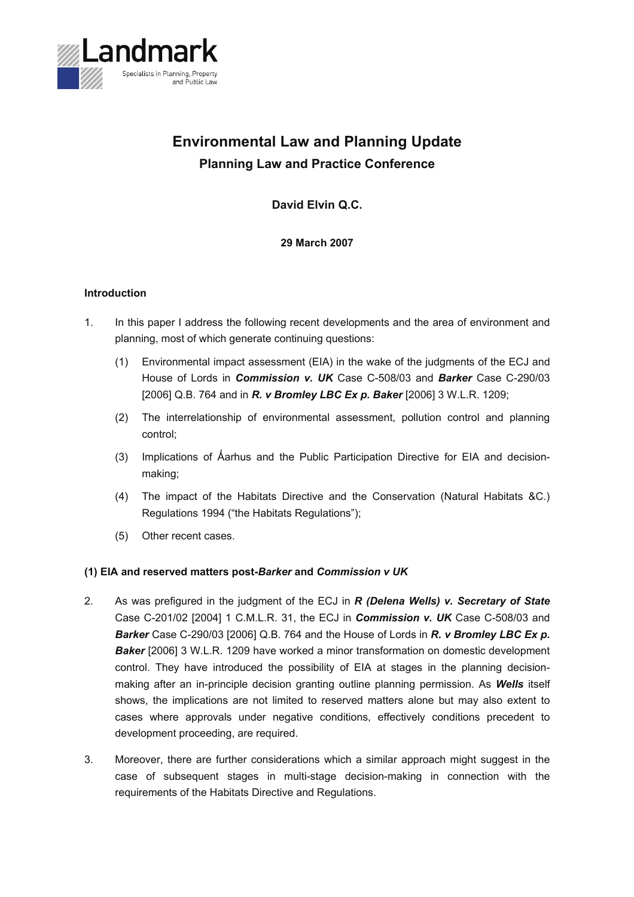Landmark

Specialists in Planning, Property and Public Law

# Environmental Law and Planning Update

## Planning Law and Practice Conference

**David Elvin Q.C.**

**29 March 2007**

### Introduction

1. In this paper I address the following recent developments and the area of environment and planning, most of which generate continuing questions:

   (1) Environmental impact assessment (EIA) in the wake of the judgments of the ECJ and House of Lords in ***Commission v. UK*** Case C-508/03 and ***Barker*** Case C-290/03 [2006] Q.B. 764 and in ***R. v Bromley LBC Ex p. Baker*** [2006] 3 W.L.R. 1209;

   (2) The interrelationship of environmental assessment, pollution control and planning control;

   (3) Implications of Ǻarhus and the Public Participation Directive for EIA and decision-making;

   (4) The impact of the Habitats Directive and the Conservation (Natural Habitats &C.) Regulations 1994 ("the Habitats Regulations");

   (5) Other recent cases.

### (1) EIA and reserved matters post-*Barker* and *Commission v UK*

2. As was prefigured in the judgment of the ECJ in ***R (Delena Wells) v. Secretary of State*** Case C-201/02 [2004] 1 C.M.L.R. 31, the ECJ in ***Commission v. UK*** Case C-508/03 and ***Barker*** Case C-290/03 [2006] Q.B. 764 and the House of Lords in ***R. v Bromley LBC Ex p. Baker*** [2006] 3 W.L.R. 1209 have worked a minor transformation on domestic development control. They have introduced the possibility of EIA at stages in the planning decision-making after an in-principle decision granting outline planning permission. As ***Wells*** itself shows, the implications are not limited to reserved matters alone but may also extent to cases where approvals under negative conditions, effectively conditions precedent to development proceeding, are required.

3. Moreover, there are further considerations which a similar approach might suggest in the case of subsequent stages in multi-stage decision-making in connection with the requirements of the Habitats Directive and Regulations.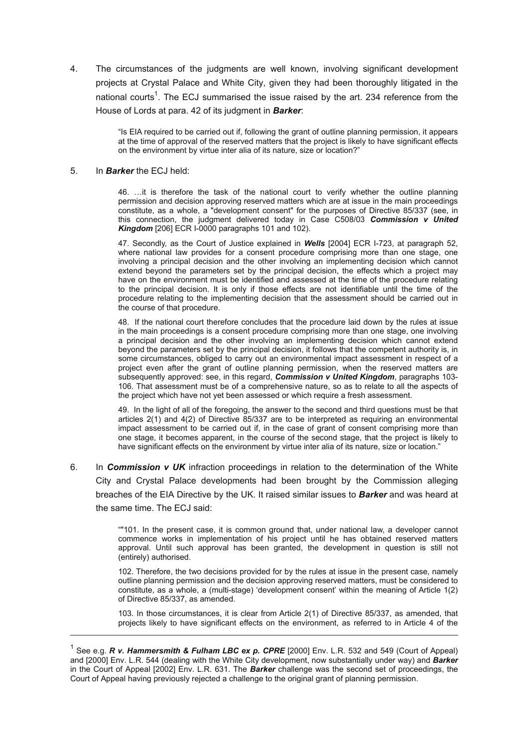4. The circumstances of the judgments are well known, involving significant development projects at Crystal Palace and White City, given they had been thoroughly litigated in the national courts[1]. The ECJ summarised the issue raised by the art. 234 reference from the House of Lords at para. 42 of its judgment in ***Barker***:

> "Is EIA required to be carried out if, following the grant of outline planning permission, it appears at the time of approval of the reserved matters that the project is likely to have significant effects on the environment by virtue inter alia of its nature, size or location?"

5. In ***Barker*** the ECJ held:

> 46. …it is therefore the task of the national court to verify whether the outline planning permission and decision approving reserved matters which are at issue in the main proceedings constitute, as a whole, a "development consent" for the purposes of Directive 85/337 (see, in this connection, the judgment delivered today in Case C508/03 ***Commission v United Kingdom*** [206] ECR I-0000 paragraphs 101 and 102).
>
> 47. Secondly, as the Court of Justice explained in ***Wells*** [2004] ECR I-723, at paragraph 52, where national law provides for a consent procedure comprising more than one stage, one involving a principal decision and the other involving an implementing decision which cannot extend beyond the parameters set by the principal decision, the effects which a project may have on the environment must be identified and assessed at the time of the procedure relating to the principal decision. It is only if those effects are not identifiable until the time of the procedure relating to the implementing decision that the assessment should be carried out in the course of that procedure.
>
> 48. If the national court therefore concludes that the procedure laid down by the rules at issue in the main proceedings is a consent procedure comprising more than one stage, one involving a principal decision and the other involving an implementing decision which cannot extend beyond the parameters set by the principal decision, it follows that the competent authority is, in some circumstances, obliged to carry out an environmental impact assessment in respect of a project even after the grant of outline planning permission, when the reserved matters are subsequently approved: see, in this regard, ***Commission v United Kingdom***, paragraphs 103-106. That assessment must be of a comprehensive nature, so as to relate to all the aspects of the project which have not yet been assessed or which require a fresh assessment.
>
> 49. In the light of all of the foregoing, the answer to the second and third questions must be that articles 2(1) and 4(2) of Directive 85/337 are to be interpreted as requiring an environmental impact assessment to be carried out if, in the case of grant of consent comprising more than one stage, it becomes apparent, in the course of the second stage, that the project is likely to have significant effects on the environment by virtue inter alia of its nature, size or location."

6. In ***Commission v UK*** infraction proceedings in relation to the determination of the White City and Crystal Palace developments had been brought by the Commission alleging breaches of the EIA Directive by the UK. It raised similar issues to ***Barker*** and was heard at the same time. The ECJ said:

> ""101. In the present case, it is common ground that, under national law, a developer cannot commence works in implementation of his project until he has obtained reserved matters approval. Until such approval has been granted, the development in question is still not (entirely) authorised.
>
> 102. Therefore, the two decisions provided for by the rules at issue in the present case, namely outline planning permission and the decision approving reserved matters, must be considered to constitute, as a whole, a (multi-stage) 'development consent' within the meaning of Article 1(2) of Directive 85/337, as amended.
>
> 103. In those circumstances, it is clear from Article 2(1) of Directive 85/337, as amended, that projects likely to have significant effects on the environment, as referred to in Article 4 of the

---

[1] See e.g. ***R v. Hammersmith & Fulham LBC ex p. CPRE*** [2000] Env. L.R. 532 and 549 (Court of Appeal) and [2000] Env. L.R. 544 (dealing with the White City development, now substantially under way) and ***Barker*** in the Court of Appeal [2002] Env. L.R. 631. The ***Barker*** challenge was the second set of proceedings, the Court of Appeal having previously rejected a challenge to the original grant of planning permission.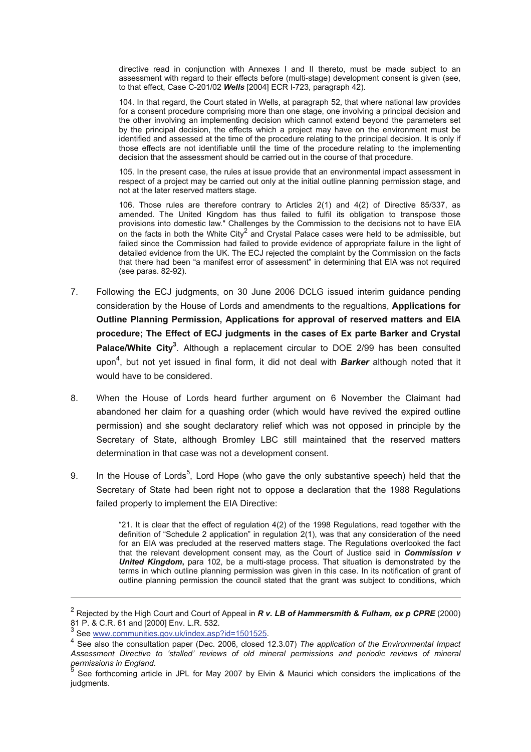directive read in conjunction with Annexes I and II thereto, must be made subject to an assessment with regard to their effects before (multi-stage) development consent is given (see, to that effect, Case C-201/02 ***Wells*** [2004] ECR I-723, paragraph 42).

104. In that regard, the Court stated in Wells, at paragraph 52, that where national law provides for a consent procedure comprising more than one stage, one involving a principal decision and the other involving an implementing decision which cannot extend beyond the parameters set by the principal decision, the effects which a project may have on the environment must be identified and assessed at the time of the procedure relating to the principal decision. It is only if those effects are not identifiable until the time of the procedure relating to the implementing decision that the assessment should be carried out in the course of that procedure.

105. In the present case, the rules at issue provide that an environmental impact assessment in respect of a project may be carried out only at the initial outline planning permission stage, and not at the later reserved matters stage.

106. Those rules are therefore contrary to Articles 2(1) and 4(2) of Directive 85/337, as amended. The United Kingdom has thus failed to fulfil its obligation to transpose those provisions into domestic law." Challenges by the Commission to the decisions not to have EIA on the facts in both the White City[2] and Crystal Palace cases were held to be admissible, but failed since the Commission had failed to provide evidence of appropriate failure in the light of detailed evidence from the UK. The ECJ rejected the complaint by the Commission on the facts that there had been "a manifest error of assessment" in determining that EIA was not required (see paras. 82-92).

7. Following the ECJ judgments, on 30 June 2006 DCLG issued interim guidance pending consideration by the House of Lords and amendments to the regualtions, **Applications for Outline Planning Permission, Applications for approval of reserved matters and EIA procedure; The Effect of ECJ judgments in the cases of Ex parte Barker and Crystal Palace/White City**[3]. Although a replacement circular to DOE 2/99 has been consulted upon[4], but not yet issued in final form, it did not deal with ***Barker*** although noted that it would have to be considered.

8. When the House of Lords heard further argument on 6 November the Claimant had abandoned her claim for a quashing order (which would have revived the expired outline permission) and she sought declaratory relief which was not opposed in principle by the Secretary of State, although Bromley LBC still maintained that the reserved matters determination in that case was not a development consent.

9. In the House of Lords[5], Lord Hope (who gave the only substantive speech) held that the Secretary of State had been right not to oppose a declaration that the 1988 Regulations failed properly to implement the EIA Directive:

"21. It is clear that the effect of regulation 4(2) of the 1998 Regulations, read together with the definition of "Schedule 2 application" in regulation 2(1), was that any consideration of the need for an EIA was precluded at the reserved matters stage. The Regulations overlooked the fact that the relevant development consent may, as the Court of Justice said in ***Commission v United Kingdom***, para 102, be a multi-stage process. That situation is demonstrated by the terms in which outline planning permission was given in this case. In its notification of grant of outline planning permission the council stated that the grant was subject to conditions, which

---

[2] Rejected by the High Court and Court of Appeal in ***R v. LB of Hammersmith & Fulham, ex p CPRE*** (2000) 81 P. & C.R. 61 and [2000] Env. L.R. 532.

[3] See www.communities.gov.uk/index.asp?id=1501525.

[4] See also the consultation paper (Dec. 2006, closed 12.3.07) *The application of the Environmental Impact Assessment Directive to 'stalled' reviews of old mineral permissions and periodic reviews of mineral permissions in England*.

[5] See forthcoming article in JPL for May 2007 by Elvin & Maurici which considers the implications of the judgments.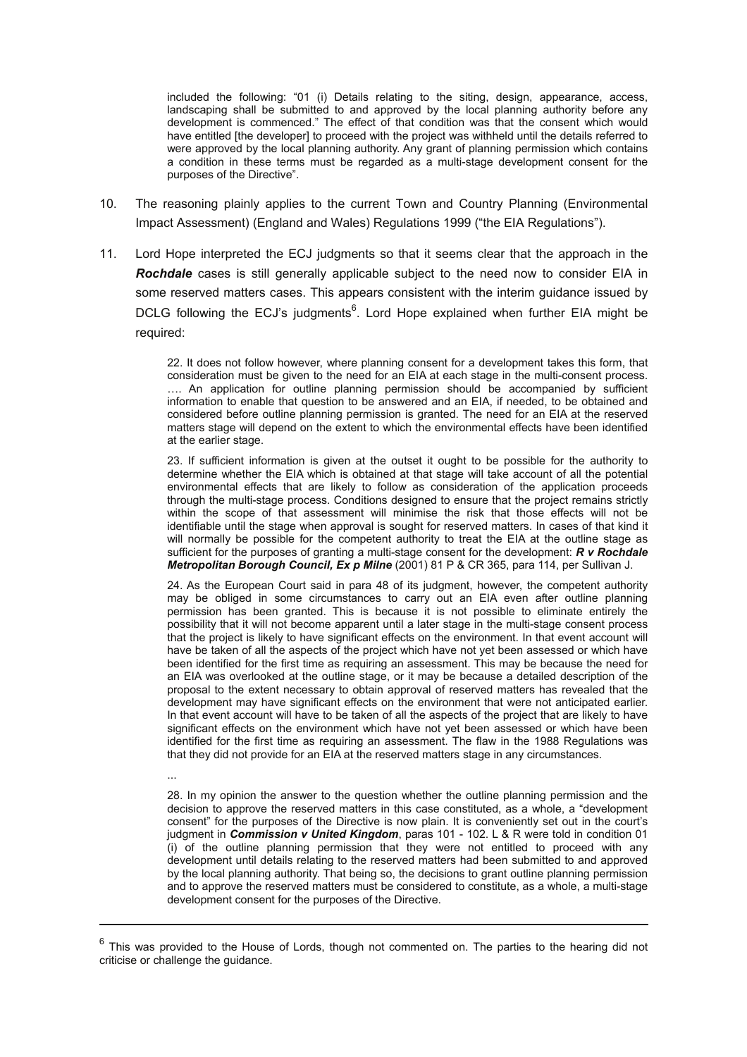> included the following: "01 (i) Details relating to the siting, design, appearance, access, landscaping shall be submitted to and approved by the local planning authority before any development is commenced." The effect of that condition was that the consent which would have entitled [the developer] to proceed with the project was withheld until the details referred to were approved by the local planning authority. Any grant of planning permission which contains a condition in these terms must be regarded as a multi-stage development consent for the purposes of the Directive".

10. The reasoning plainly applies to the current Town and Country Planning (Environmental Impact Assessment) (England and Wales) Regulations 1999 ("the EIA Regulations").

11. Lord Hope interpreted the ECJ judgments so that it seems clear that the approach in the ***Rochdale*** cases is still generally applicable subject to the need now to consider EIA in some reserved matters cases. This appears consistent with the interim guidance issued by DCLG following the ECJ's judgments[6]. Lord Hope explained when further EIA might be required:

> 22. It does not follow however, where planning consent for a development takes this form, that consideration must be given to the need for an EIA at each stage in the multi-consent process. …. An application for outline planning permission should be accompanied by sufficient information to enable that question to be answered and an EIA, if needed, to be obtained and considered before outline planning permission is granted. The need for an EIA at the reserved matters stage will depend on the extent to which the environmental effects have been identified at the earlier stage.
>
> 23. If sufficient information is given at the outset it ought to be possible for the authority to determine whether the EIA which is obtained at that stage will take account of all the potential environmental effects that are likely to follow as consideration of the application proceeds through the multi-stage process. Conditions designed to ensure that the project remains strictly within the scope of that assessment will minimise the risk that those effects will not be identifiable until the stage when approval is sought for reserved matters. In cases of that kind it will normally be possible for the competent authority to treat the EIA at the outline stage as sufficient for the purposes of granting a multi-stage consent for the development: ***R v Rochdale Metropolitan Borough Council, Ex p Milne*** (2001) 81 P & CR 365, para 114, per Sullivan J.
>
> 24. As the European Court said in para 48 of its judgment, however, the competent authority may be obliged in some circumstances to carry out an EIA even after outline planning permission has been granted. This is because it is not possible to eliminate entirely the possibility that it will not become apparent until a later stage in the multi-stage consent process that the project is likely to have significant effects on the environment. In that event account will have be taken of all the aspects of the project which have not yet been assessed or which have been identified for the first time as requiring an assessment. This may be because the need for an EIA was overlooked at the outline stage, or it may be because a detailed description of the proposal to the extent necessary to obtain approval of reserved matters has revealed that the development may have significant effects on the environment that were not anticipated earlier. In that event account will have to be taken of all the aspects of the project that are likely to have significant effects on the environment which have not yet been assessed or which have been identified for the first time as requiring an assessment. The flaw in the 1988 Regulations was that they did not provide for an EIA at the reserved matters stage in any circumstances.
>
> ...
>
> 28. In my opinion the answer to the question whether the outline planning permission and the decision to approve the reserved matters in this case constituted, as a whole, a "development consent" for the purposes of the Directive is now plain. It is conveniently set out in the court's judgment in ***Commission v United Kingdom***, paras 101 - 102. L & R were told in condition 01 (i) of the outline planning permission that they were not entitled to proceed with any development until details relating to the reserved matters had been submitted to and approved by the local planning authority. That being so, the decisions to grant outline planning permission and to approve the reserved matters must be considered to constitute, as a whole, a multi-stage development consent for the purposes of the Directive.

---

[6] This was provided to the House of Lords, though not commented on. The parties to the hearing did not criticise or challenge the guidance.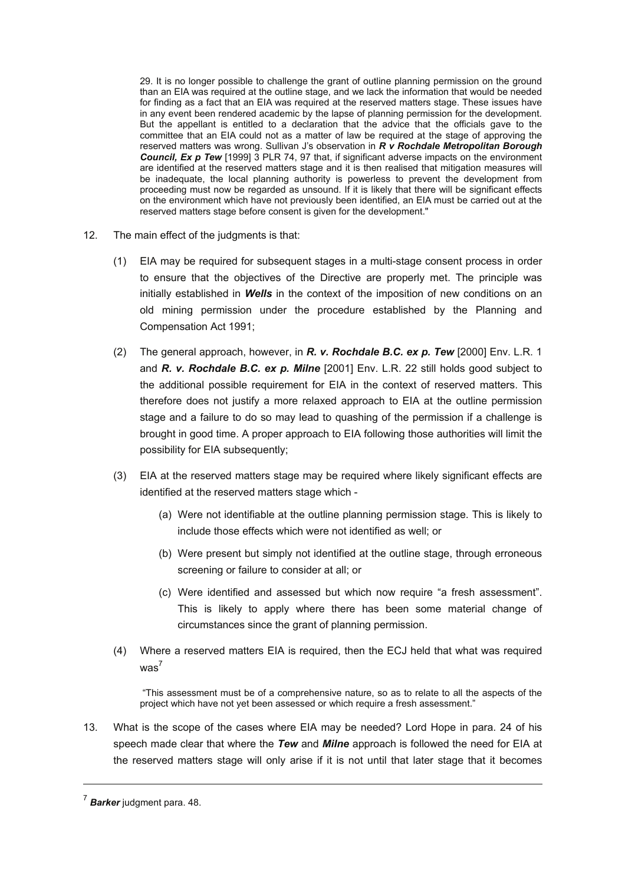> 29. It is no longer possible to challenge the grant of outline planning permission on the ground than an EIA was required at the outline stage, and we lack the information that would be needed for finding as a fact that an EIA was required at the reserved matters stage. These issues have in any event been rendered academic by the lapse of planning permission for the development. But the appellant is entitled to a declaration that the advice that the officials gave to the committee that an EIA could not as a matter of law be required at the stage of approving the reserved matters was wrong. Sullivan J's observation in ***R v Rochdale Metropolitan Borough Council, Ex p Tew*** [1999] 3 PLR 74, 97 that, if significant adverse impacts on the environment are identified at the reserved matters stage and it is then realised that mitigation measures will be inadequate, the local planning authority is powerless to prevent the development from proceeding must now be regarded as unsound. If it is likely that there will be significant effects on the environment which have not previously been identified, an EIA must be carried out at the reserved matters stage before consent is given for the development."

12. The main effect of the judgments is that:

    (1) EIA may be required for subsequent stages in a multi-stage consent process in order to ensure that the objectives of the Directive are properly met. The principle was initially established in ***Wells*** in the context of the imposition of new conditions on an old mining permission under the procedure established by the Planning and Compensation Act 1991;

    (2) The general approach, however, in ***R. v. Rochdale B.C. ex p. Tew*** [2000] Env. L.R. 1 and ***R. v. Rochdale B.C. ex p. Milne*** [2001] Env. L.R. 22 still holds good subject to the additional possible requirement for EIA in the context of reserved matters. This therefore does not justify a more relaxed approach to EIA at the outline permission stage and a failure to do so may lead to quashing of the permission if a challenge is brought in good time. A proper approach to EIA following those authorities will limit the possibility for EIA subsequently;

    (3) EIA at the reserved matters stage may be required where likely significant effects are identified at the reserved matters stage which -

        (a) Were not identifiable at the outline planning permission stage. This is likely to include those effects which were not identified as well; or

        (b) Were present but simply not identified at the outline stage, through erroneous screening or failure to consider at all; or

        (c) Were identified and assessed but which now require "a fresh assessment". This is likely to apply where there has been some material change of circumstances since the grant of planning permission.

    (4) Where a reserved matters EIA is required, then the ECJ held that what was required was[7]

    > "This assessment must be of a comprehensive nature, so as to relate to all the aspects of the project which have not yet been assessed or which require a fresh assessment."

13. What is the scope of the cases where EIA may be needed? Lord Hope in para. 24 of his speech made clear that where the ***Tew*** and ***Milne*** approach is followed the need for EIA at the reserved matters stage will only arise if it is not until that later stage that it becomes

---

[7] ***Barker*** judgment para. 48.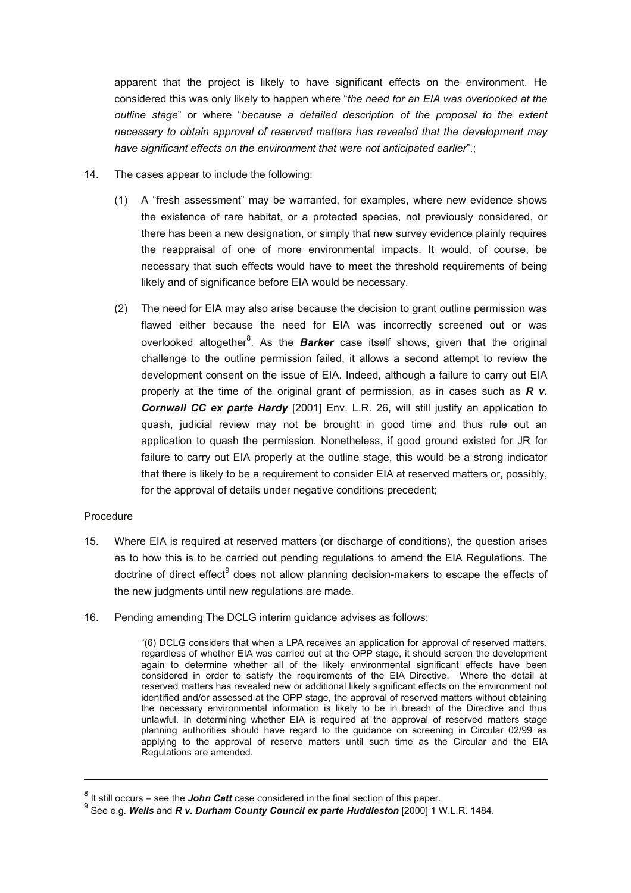apparent that the project is likely to have significant effects on the environment. He considered this was only likely to happen where "*the need for an EIA was overlooked at the outline stage*" or where "*because a detailed description of the proposal to the extent necessary to obtain approval of reserved matters has revealed that the development may have significant effects on the environment that were not anticipated earlier*".;

14. The cases appear to include the following:

    (1) A "fresh assessment" may be warranted, for examples, where new evidence shows the existence of rare habitat, or a protected species, not previously considered, or there has been a new designation, or simply that new survey evidence plainly requires the reappraisal of one of more environmental impacts. It would, of course, be necessary that such effects would have to meet the threshold requirements of being likely and of significance before EIA would be necessary.

    (2) The need for EIA may also arise because the decision to grant outline permission was flawed either because the need for EIA was incorrectly screened out or was overlooked altogether[8]. As the ***Barker*** case itself shows, given that the original challenge to the outline permission failed, it allows a second attempt to review the development consent on the issue of EIA. Indeed, although a failure to carry out EIA properly at the time of the original grant of permission, as in cases such as ***R v. Cornwall CC ex parte Hardy*** [2001] Env. L.R. 26, will still justify an application to quash, judicial review may not be brought in good time and thus rule out an application to quash the permission. Nonetheless, if good ground existed for JR for failure to carry out EIA properly at the outline stage, this would be a strong indicator that there is likely to be a requirement to consider EIA at reserved matters or, possibly, for the approval of details under negative conditions precedent;

<u>Procedure</u>

15. Where EIA is required at reserved matters (or discharge of conditions), the question arises as to how this is to be carried out pending regulations to amend the EIA Regulations. The doctrine of direct effect[9] does not allow planning decision-makers to escape the effects of the new judgments until new regulations are made.

16. Pending amending The DCLG interim guidance advises as follows:

> "(6) DCLG considers that when a LPA receives an application for approval of reserved matters, regardless of whether EIA was carried out at the OPP stage, it should screen the development again to determine whether all of the likely environmental significant effects have been considered in order to satisfy the requirements of the EIA Directive. Where the detail at reserved matters has revealed new or additional likely significant effects on the environment not identified and/or assessed at the OPP stage, the approval of reserved matters without obtaining the necessary environmental information is likely to be in breach of the Directive and thus unlawful. In determining whether EIA is required at the approval of reserved matters stage planning authorities should have regard to the guidance on screening in Circular 02/99 as applying to the approval of reserve matters until such time as the Circular and the EIA Regulations are amended.

---

[8] It still occurs – see the ***John Catt*** case considered in the final section of this paper.

[9] See e.g. ***Wells*** and ***R v. Durham County Council ex parte Huddleston*** [2000] 1 W.L.R. 1484.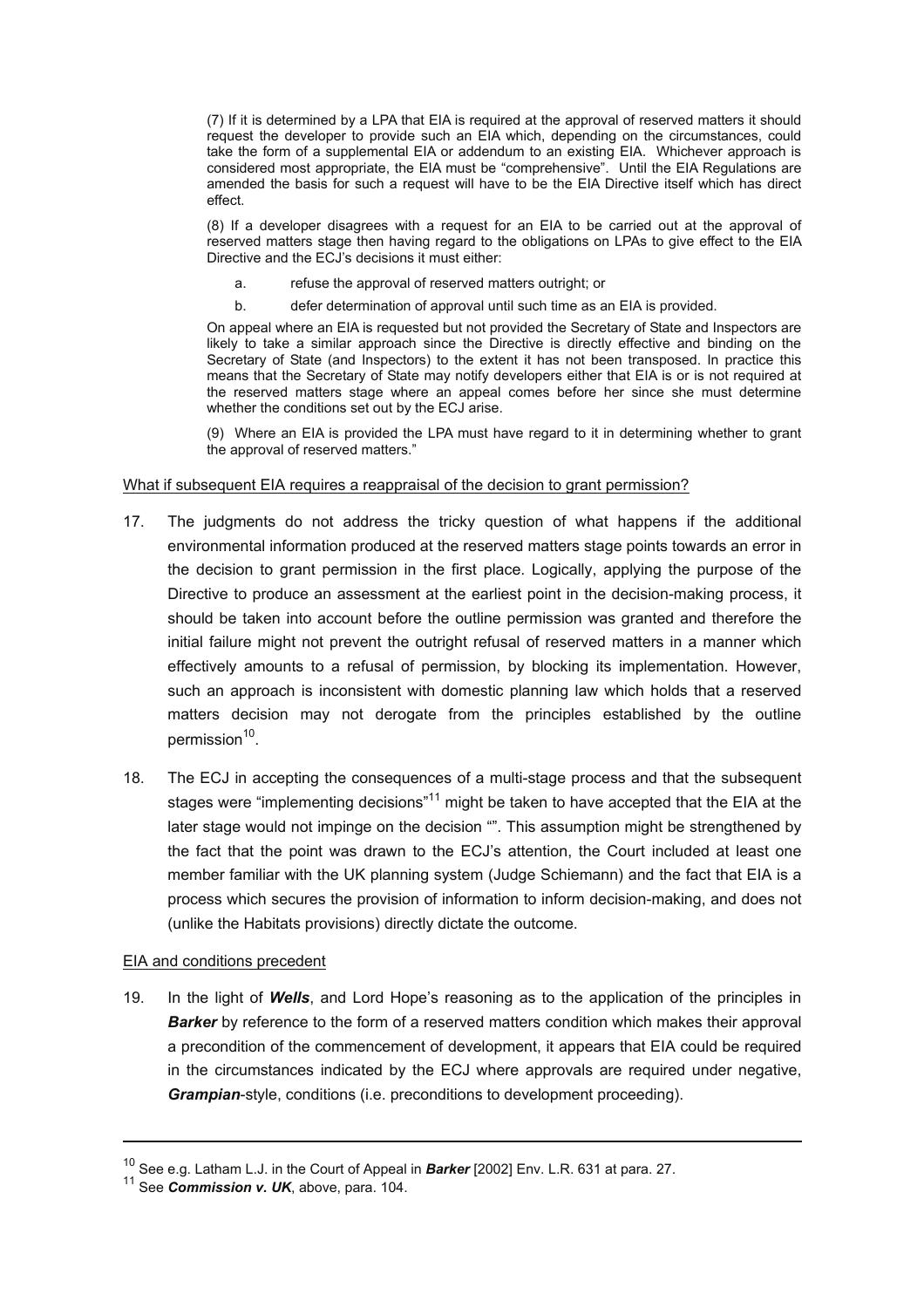(7) If it is determined by a LPA that EIA is required at the approval of reserved matters it should request the developer to provide such an EIA which, depending on the circumstances, could take the form of a supplemental EIA or addendum to an existing EIA. Whichever approach is considered most appropriate, the EIA must be "comprehensive". Until the EIA Regulations are amended the basis for such a request will have to be the EIA Directive itself which has direct effect.

(8) If a developer disagrees with a request for an EIA to be carried out at the approval of reserved matters stage then having regard to the obligations on LPAs to give effect to the EIA Directive and the ECJ's decisions it must either:

a. refuse the approval of reserved matters outright; or

b. defer determination of approval until such time as an EIA is provided.

On appeal where an EIA is requested but not provided the Secretary of State and Inspectors are likely to take a similar approach since the Directive is directly effective and binding on the Secretary of State (and Inspectors) to the extent it has not been transposed. In practice this means that the Secretary of State may notify developers either that EIA is or is not required at the reserved matters stage where an appeal comes before her since she must determine whether the conditions set out by the ECJ arise.

(9) Where an EIA is provided the LPA must have regard to it in determining whether to grant the approval of reserved matters."

What if subsequent EIA requires a reappraisal of the decision to grant permission?

17. The judgments do not address the tricky question of what happens if the additional environmental information produced at the reserved matters stage points towards an error in the decision to grant permission in the first place. Logically, applying the purpose of the Directive to produce an assessment at the earliest point in the decision-making process, it should be taken into account before the outline permission was granted and therefore the initial failure might not prevent the outright refusal of reserved matters in a manner which effectively amounts to a refusal of permission, by blocking its implementation. However, such an approach is inconsistent with domestic planning law which holds that a reserved matters decision may not derogate from the principles established by the outline permission[10].

18. The ECJ in accepting the consequences of a multi-stage process and that the subsequent stages were "implementing decisions"[11] might be taken to have accepted that the EIA at the later stage would not impinge on the decision "". This assumption might be strengthened by the fact that the point was drawn to the ECJ's attention, the Court included at least one member familiar with the UK planning system (Judge Schiemann) and the fact that EIA is a process which secures the provision of information to inform decision-making, and does not (unlike the Habitats provisions) directly dictate the outcome.

EIA and conditions precedent

19. In the light of ***Wells***, and Lord Hope's reasoning as to the application of the principles in ***Barker*** by reference to the form of a reserved matters condition which makes their approval a precondition of the commencement of development, it appears that EIA could be required in the circumstances indicated by the ECJ where approvals are required under negative, ***Grampian***-style, conditions (i.e. preconditions to development proceeding).

---

[10] See e.g. Latham L.J. in the Court of Appeal in ***Barker*** [2002] Env. L.R. 631 at para. 27.

[11] See ***Commission v. UK***, above, para. 104.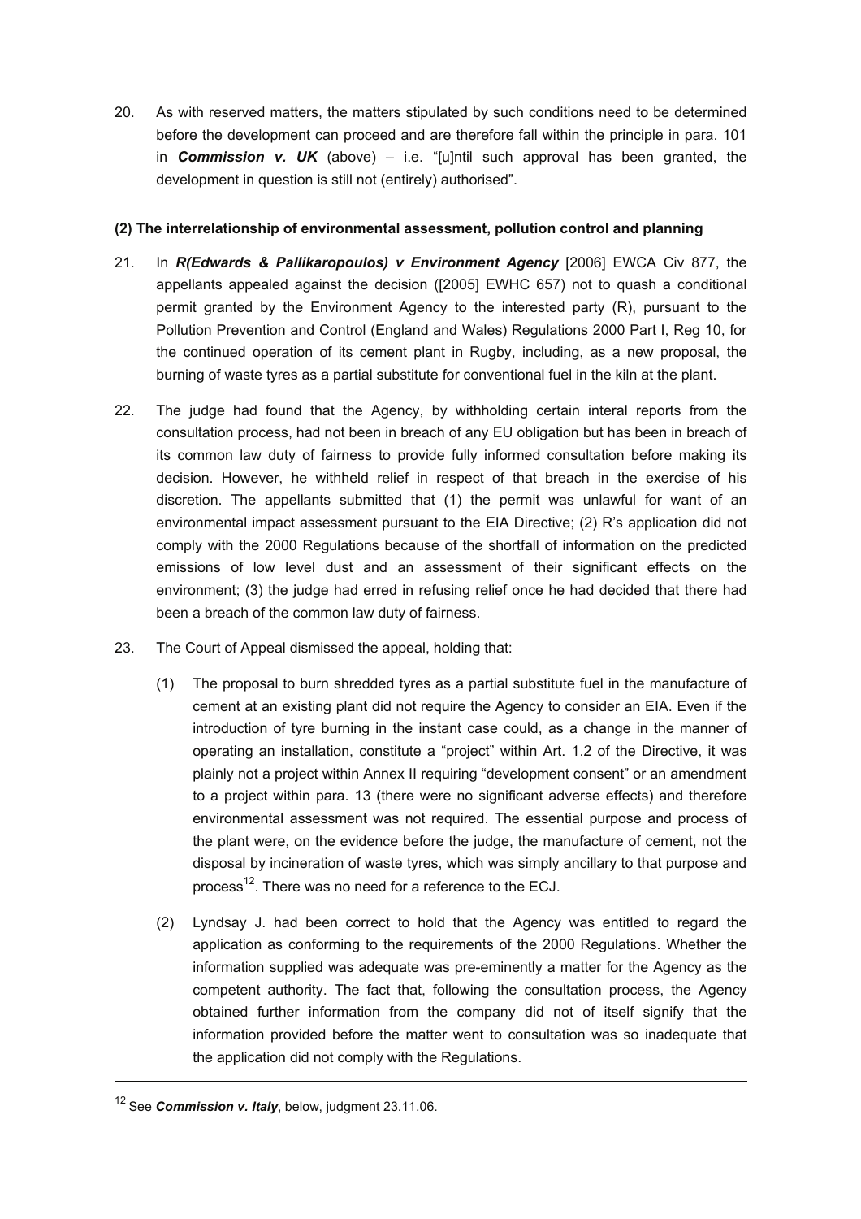20. As with reserved matters, the matters stipulated by such conditions need to be determined before the development can proceed and are therefore fall within the principle in para. 101 in ***Commission v. UK*** (above) – i.e. "[u]ntil such approval has been granted, the development in question is still not (entirely) authorised".

**(2) The interrelationship of environmental assessment, pollution control and planning**

21. In ***R(Edwards & Pallikaropoulos) v Environment Agency*** [2006] EWCA Civ 877, the appellants appealed against the decision ([2005] EWHC 657) not to quash a conditional permit granted by the Environment Agency to the interested party (R), pursuant to the Pollution Prevention and Control (England and Wales) Regulations 2000 Part I, Reg 10, for the continued operation of its cement plant in Rugby, including, as a new proposal, the burning of waste tyres as a partial substitute for conventional fuel in the kiln at the plant.

22. The judge had found that the Agency, by withholding certain interal reports from the consultation process, had not been in breach of any EU obligation but has been in breach of its common law duty of fairness to provide fully informed consultation before making its decision. However, he withheld relief in respect of that breach in the exercise of his discretion. The appellants submitted that (1) the permit was unlawful for want of an environmental impact assessment pursuant to the EIA Directive; (2) R's application did not comply with the 2000 Regulations because of the shortfall of information on the predicted emissions of low level dust and an assessment of their significant effects on the environment; (3) the judge had erred in refusing relief once he had decided that there had been a breach of the common law duty of fairness.

23. The Court of Appeal dismissed the appeal, holding that:

    (1) The proposal to burn shredded tyres as a partial substitute fuel in the manufacture of cement at an existing plant did not require the Agency to consider an EIA. Even if the introduction of tyre burning in the instant case could, as a change in the manner of operating an installation, constitute a "project" within Art. 1.2 of the Directive, it was plainly not a project within Annex II requiring "development consent" or an amendment to a project within para. 13 (there were no significant adverse effects) and therefore environmental assessment was not required. The essential purpose and process of the plant were, on the evidence before the judge, the manufacture of cement, not the disposal by incineration of waste tyres, which was simply ancillary to that purpose and process[12]. There was no need for a reference to the ECJ.

    (2) Lyndsay J. had been correct to hold that the Agency was entitled to regard the application as conforming to the requirements of the 2000 Regulations. Whether the information supplied was adequate was pre-eminently a matter for the Agency as the competent authority. The fact that, following the consultation process, the Agency obtained further information from the company did not of itself signify that the information provided before the matter went to consultation was so inadequate that the application did not comply with the Regulations.

---

[12] See ***Commission v. Italy***, below, judgment 23.11.06.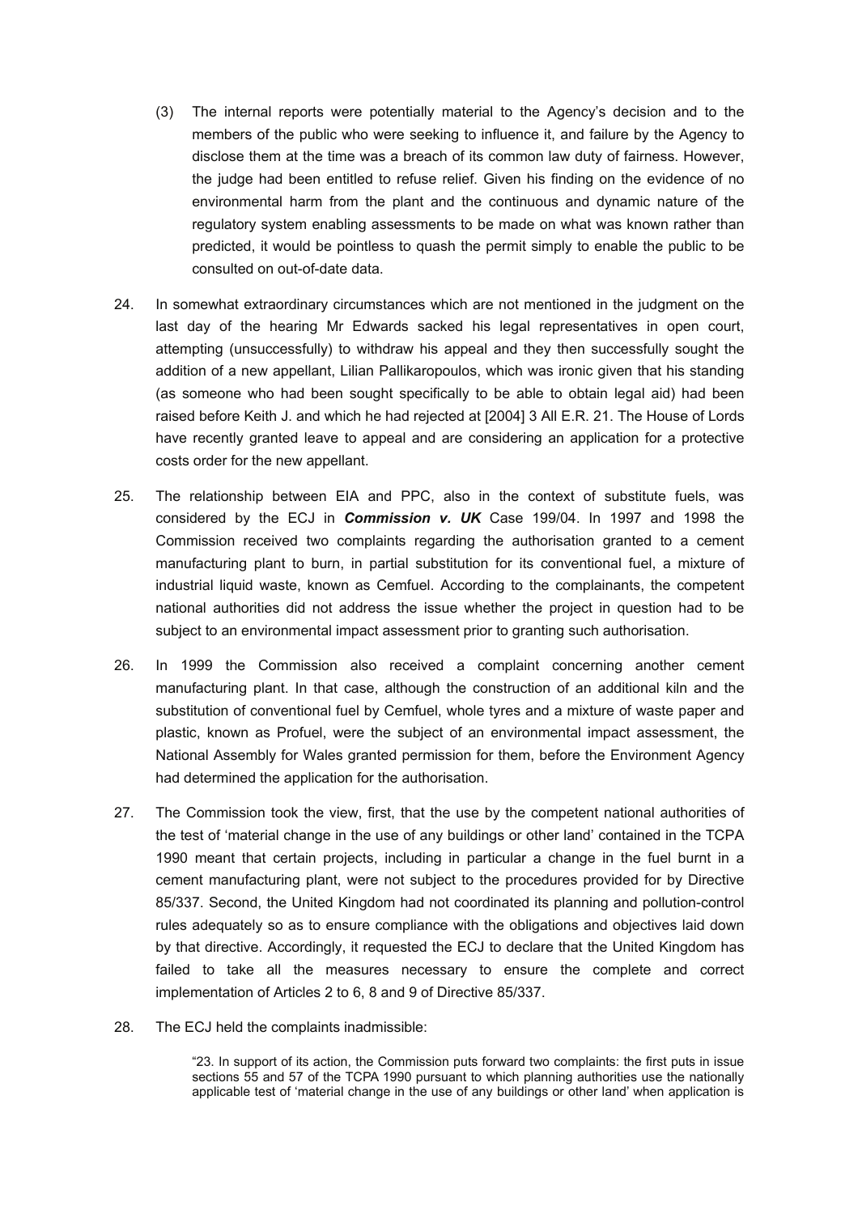(3) The internal reports were potentially material to the Agency's decision and to the members of the public who were seeking to influence it, and failure by the Agency to disclose them at the time was a breach of its common law duty of fairness. However, the judge had been entitled to refuse relief. Given his finding on the evidence of no environmental harm from the plant and the continuous and dynamic nature of the regulatory system enabling assessments to be made on what was known rather than predicted, it would be pointless to quash the permit simply to enable the public to be consulted on out-of-date data.

24. In somewhat extraordinary circumstances which are not mentioned in the judgment on the last day of the hearing Mr Edwards sacked his legal representatives in open court, attempting (unsuccessfully) to withdraw his appeal and they then successfully sought the addition of a new appellant, Lilian Pallikaropoulos, which was ironic given that his standing (as someone who had been sought specifically to be able to obtain legal aid) had been raised before Keith J. and which he had rejected at [2004] 3 All E.R. 21. The House of Lords have recently granted leave to appeal and are considering an application for a protective costs order for the new appellant.

25. The relationship between EIA and PPC, also in the context of substitute fuels, was considered by the ECJ in ***Commission v. UK*** Case 199/04. In 1997 and 1998 the Commission received two complaints regarding the authorisation granted to a cement manufacturing plant to burn, in partial substitution for its conventional fuel, a mixture of industrial liquid waste, known as Cemfuel. According to the complainants, the competent national authorities did not address the issue whether the project in question had to be subject to an environmental impact assessment prior to granting such authorisation.

26. In 1999 the Commission also received a complaint concerning another cement manufacturing plant. In that case, although the construction of an additional kiln and the substitution of conventional fuel by Cemfuel, whole tyres and a mixture of waste paper and plastic, known as Profuel, were the subject of an environmental impact assessment, the National Assembly for Wales granted permission for them, before the Environment Agency had determined the application for the authorisation.

27. The Commission took the view, first, that the use by the competent national authorities of the test of 'material change in the use of any buildings or other land' contained in the TCPA 1990 meant that certain projects, including in particular a change in the fuel burnt in a cement manufacturing plant, were not subject to the procedures provided for by Directive 85/337. Second, the United Kingdom had not coordinated its planning and pollution-control rules adequately so as to ensure compliance with the obligations and objectives laid down by that directive. Accordingly, it requested the ECJ to declare that the United Kingdom has failed to take all the measures necessary to ensure the complete and correct implementation of Articles 2 to 6, 8 and 9 of Directive 85/337.

28. The ECJ held the complaints inadmissible:

> "23. In support of its action, the Commission puts forward two complaints: the first puts in issue sections 55 and 57 of the TCPA 1990 pursuant to which planning authorities use the nationally applicable test of 'material change in the use of any buildings or other land' when application is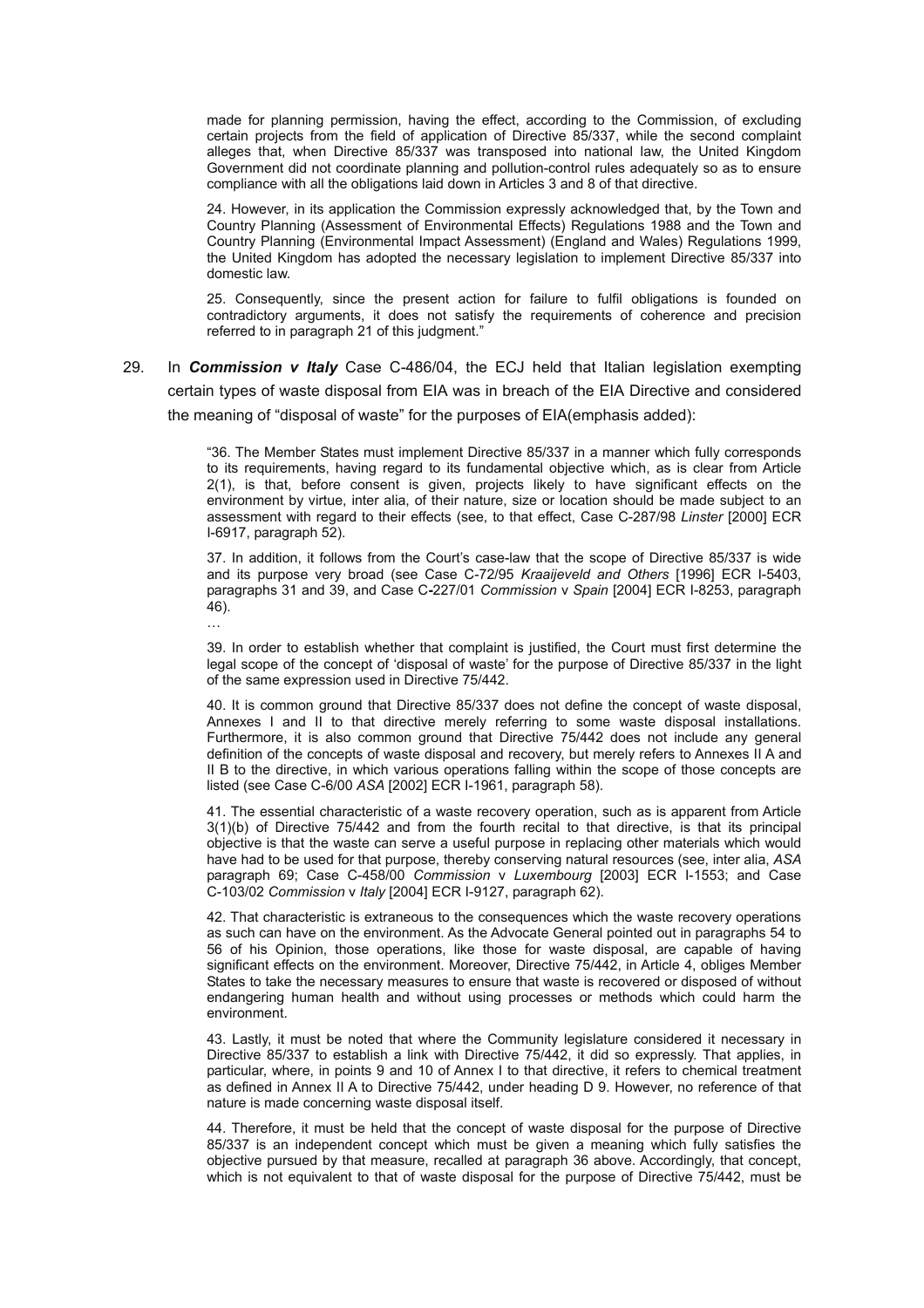made for planning permission, having the effect, according to the Commission, of excluding certain projects from the field of application of Directive 85/337, while the second complaint alleges that, when Directive 85/337 was transposed into national law, the United Kingdom Government did not coordinate planning and pollution-control rules adequately so as to ensure compliance with all the obligations laid down in Articles 3 and 8 of that directive.

> 24. However, in its application the Commission expressly acknowledged that, by the Town and Country Planning (Assessment of Environmental Effects) Regulations 1988 and the Town and Country Planning (Environmental Impact Assessment) (England and Wales) Regulations 1999, the United Kingdom has adopted the necessary legislation to implement Directive 85/337 into domestic law.
>
> 25. Consequently, since the present action for failure to fulfil obligations is founded on contradictory arguments, it does not satisfy the requirements of coherence and precision referred to in paragraph 21 of this judgment."

29. In ***Commission v Italy*** Case C-486/04, the ECJ held that Italian legislation exempting certain types of waste disposal from EIA was in breach of the EIA Directive and considered the meaning of "disposal of waste" for the purposes of EIA(emphasis added):

> "36. The Member States must implement Directive 85/337 in a manner which fully corresponds to its requirements, having regard to its fundamental objective which, as is clear from Article 2(1), is that, before consent is given, projects likely to have significant effects on the environment by virtue, inter alia, of their nature, size or location should be made subject to an assessment with regard to their effects (see, to that effect, Case C-287/98 *Linster* [2000] ECR I-6917, paragraph 52).
>
> 37. In addition, it follows from the Court's case-law that the scope of Directive 85/337 is wide and its purpose very broad (see Case C-72/95 *Kraaijeveld and Others* [1996] ECR I-5403, paragraphs 31 and 39, and Case C-227/01 *Commission* v *Spain* [2004] ECR I-8253, paragraph 46).
>
> …
>
> 39. In order to establish whether that complaint is justified, the Court must first determine the legal scope of the concept of 'disposal of waste' for the purpose of Directive 85/337 in the light of the same expression used in Directive 75/442.
>
> 40. It is common ground that Directive 85/337 does not define the concept of waste disposal, Annexes I and II to that directive merely referring to some waste disposal installations. Furthermore, it is also common ground that Directive 75/442 does not include any general definition of the concepts of waste disposal and recovery, but merely refers to Annexes II A and II B to the directive, in which various operations falling within the scope of those concepts are listed (see Case C-6/00 *ASA* [2002] ECR I-1961, paragraph 58).
>
> 41. The essential characteristic of a waste recovery operation, such as is apparent from Article 3(1)(b) of Directive 75/442 and from the fourth recital to that directive, is that its principal objective is that the waste can serve a useful purpose in replacing other materials which would have had to be used for that purpose, thereby conserving natural resources (see, inter alia, *ASA* paragraph 69; Case C-458/00 *Commission* v *Luxembourg* [2003] ECR I-1553; and Case C-103/02 *Commission* v *Italy* [2004] ECR I-9127, paragraph 62).
>
> 42. That characteristic is extraneous to the consequences which the waste recovery operations as such can have on the environment. As the Advocate General pointed out in paragraphs 54 to 56 of his Opinion, those operations, like those for waste disposal, are capable of having significant effects on the environment. Moreover, Directive 75/442, in Article 4, obliges Member States to take the necessary measures to ensure that waste is recovered or disposed of without endangering human health and without using processes or methods which could harm the environment.
>
> 43. Lastly, it must be noted that where the Community legislature considered it necessary in Directive 85/337 to establish a link with Directive 75/442, it did so expressly. That applies, in particular, where, in points 9 and 10 of Annex I to that directive, it refers to chemical treatment as defined in Annex II A to Directive 75/442, under heading D 9. However, no reference of that nature is made concerning waste disposal itself.
>
> 44. Therefore, it must be held that the concept of waste disposal for the purpose of Directive 85/337 is an independent concept which must be given a meaning which fully satisfies the objective pursued by that measure, recalled at paragraph 36 above. Accordingly, that concept, which is not equivalent to that of waste disposal for the purpose of Directive 75/442, must be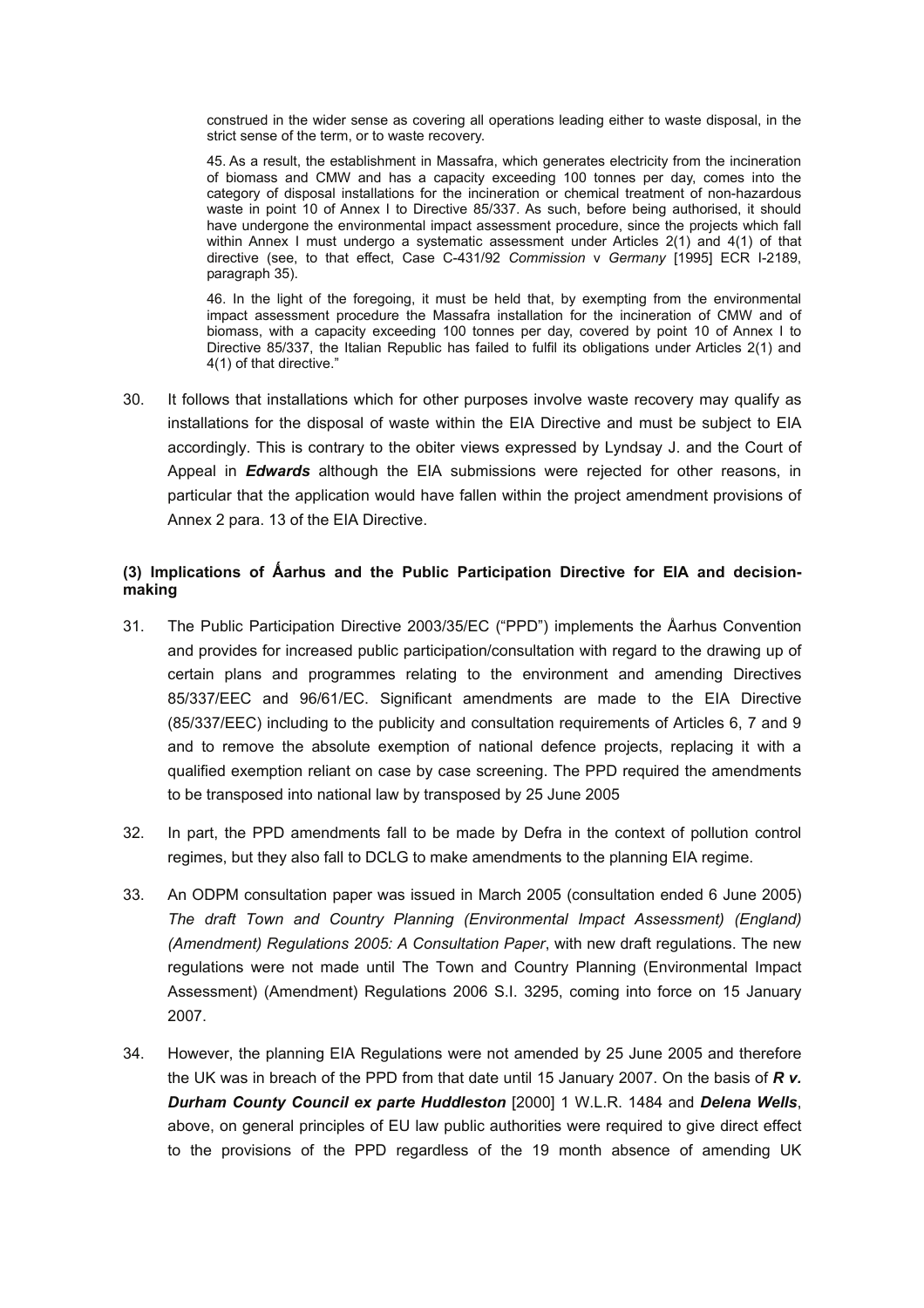> construed in the wider sense as covering all operations leading either to waste disposal, in the strict sense of the term, or to waste recovery.
>
> 45. As a result, the establishment in Massafra, which generates electricity from the incineration of biomass and CMW and has a capacity exceeding 100 tonnes per day, comes into the category of disposal installations for the incineration or chemical treatment of non-hazardous waste in point 10 of Annex I to Directive 85/337. As such, before being authorised, it should have undergone the environmental impact assessment procedure, since the projects which fall within Annex I must undergo a systematic assessment under Articles 2(1) and 4(1) of that directive (see, to that effect, Case C-431/92 *Commission* v *Germany* [1995] ECR I-2189, paragraph 35).
>
> 46. In the light of the foregoing, it must be held that, by exempting from the environmental impact assessment procedure the Massafra installation for the incineration of CMW and of biomass, with a capacity exceeding 100 tonnes per day, covered by point 10 of Annex I to Directive 85/337, the Italian Republic has failed to fulfil its obligations under Articles 2(1) and 4(1) of that directive."

30. It follows that installations which for other purposes involve waste recovery may qualify as installations for the disposal of waste within the EIA Directive and must be subject to EIA accordingly. This is contrary to the obiter views expressed by Lyndsay J. and the Court of Appeal in ***Edwards*** although the EIA submissions were rejected for other reasons, in particular that the application would have fallen within the project amendment provisions of Annex 2 para. 13 of the EIA Directive.

### (3) Implications of Åarhus and the Public Participation Directive for EIA and decision-making

31. The Public Participation Directive 2003/35/EC ("PPD") implements the Åarhus Convention and provides for increased public participation/consultation with regard to the drawing up of certain plans and programmes relating to the environment and amending Directives 85/337/EEC and 96/61/EC. Significant amendments are made to the EIA Directive (85/337/EEC) including to the publicity and consultation requirements of Articles 6, 7 and 9 and to remove the absolute exemption of national defence projects, replacing it with a qualified exemption reliant on case by case screening. The PPD required the amendments to be transposed into national law by transposed by 25 June 2005

32. In part, the PPD amendments fall to be made by Defra in the context of pollution control regimes, but they also fall to DCLG to make amendments to the planning EIA regime.

33. An ODPM consultation paper was issued in March 2005 (consultation ended 6 June 2005) *The draft Town and Country Planning (Environmental Impact Assessment) (England) (Amendment) Regulations 2005: A Consultation Paper*, with new draft regulations. The new regulations were not made until The Town and Country Planning (Environmental Impact Assessment) (Amendment) Regulations 2006 S.I. 3295, coming into force on 15 January 2007.

34. However, the planning EIA Regulations were not amended by 25 June 2005 and therefore the UK was in breach of the PPD from that date until 15 January 2007. On the basis of ***R v. Durham County Council ex parte Huddleston*** [2000] 1 W.L.R. 1484 and ***Delena Wells***, above, on general principles of EU law public authorities were required to give direct effect to the provisions of the PPD regardless of the 19 month absence of amending UK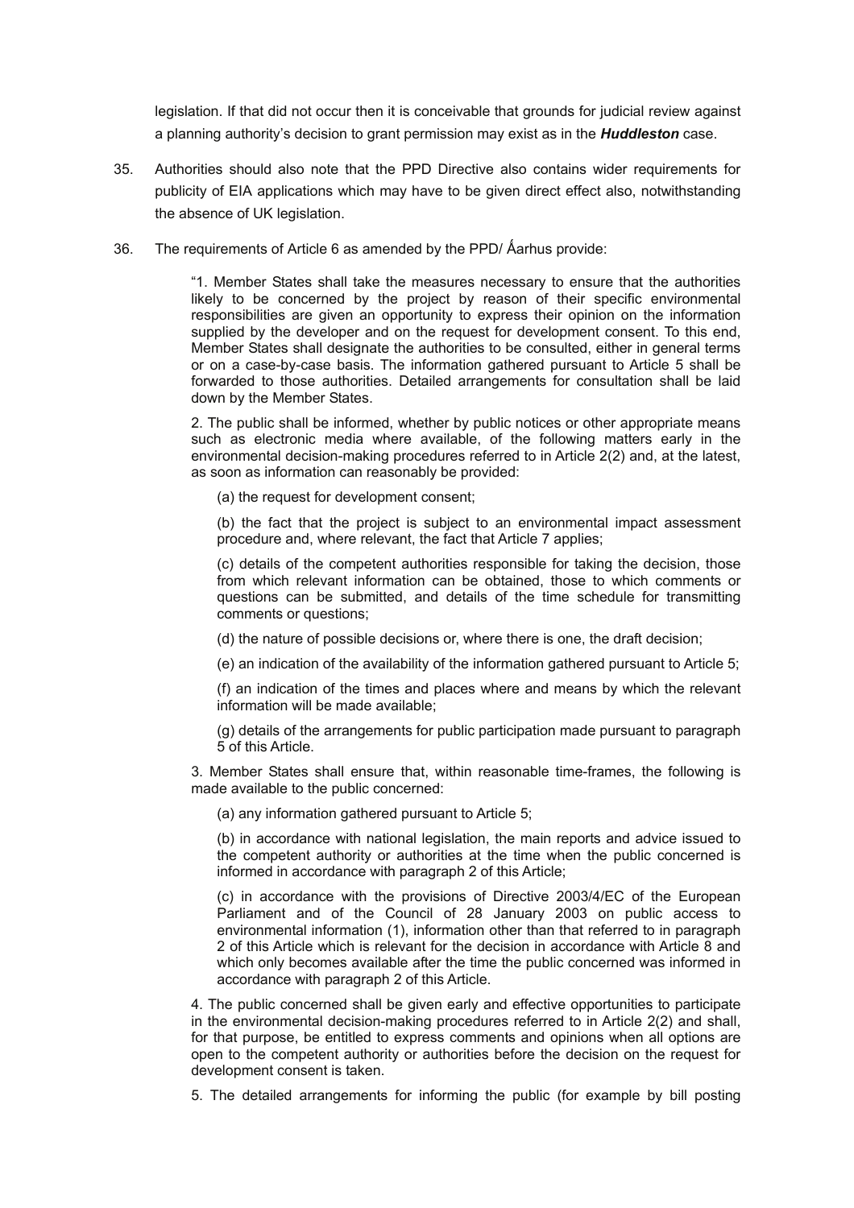legislation. If that did not occur then it is conceivable that grounds for judicial review against a planning authority's decision to grant permission may exist as in the ***Huddleston*** case.

35. Authorities should also note that the PPD Directive also contains wider requirements for publicity of EIA applications which may have to be given direct effect also, notwithstanding the absence of UK legislation.

36. The requirements of Article 6 as amended by the PPD/ Ǻarhus provide:

> "1. Member States shall take the measures necessary to ensure that the authorities likely to be concerned by the project by reason of their specific environmental responsibilities are given an opportunity to express their opinion on the information supplied by the developer and on the request for development consent. To this end, Member States shall designate the authorities to be consulted, either in general terms or on a case-by-case basis. The information gathered pursuant to Article 5 shall be forwarded to those authorities. Detailed arrangements for consultation shall be laid down by the Member States.
>
> 2. The public shall be informed, whether by public notices or other appropriate means such as electronic media where available, of the following matters early in the environmental decision-making procedures referred to in Article 2(2) and, at the latest, as soon as information can reasonably be provided:
>
> (a) the request for development consent;
>
> (b) the fact that the project is subject to an environmental impact assessment procedure and, where relevant, the fact that Article 7 applies;
>
> (c) details of the competent authorities responsible for taking the decision, those from which relevant information can be obtained, those to which comments or questions can be submitted, and details of the time schedule for transmitting comments or questions;
>
> (d) the nature of possible decisions or, where there is one, the draft decision;
>
> (e) an indication of the availability of the information gathered pursuant to Article 5;
>
> (f) an indication of the times and places where and means by which the relevant information will be made available;
>
> (g) details of the arrangements for public participation made pursuant to paragraph 5 of this Article.
>
> 3. Member States shall ensure that, within reasonable time-frames, the following is made available to the public concerned:
>
> (a) any information gathered pursuant to Article 5;
>
> (b) in accordance with national legislation, the main reports and advice issued to the competent authority or authorities at the time when the public concerned is informed in accordance with paragraph 2 of this Article;
>
> (c) in accordance with the provisions of Directive 2003/4/EC of the European Parliament and of the Council of 28 January 2003 on public access to environmental information (1), information other than that referred to in paragraph 2 of this Article which is relevant for the decision in accordance with Article 8 and which only becomes available after the time the public concerned was informed in accordance with paragraph 2 of this Article.
>
> 4. The public concerned shall be given early and effective opportunities to participate in the environmental decision-making procedures referred to in Article 2(2) and shall, for that purpose, be entitled to express comments and opinions when all options are open to the competent authority or authorities before the decision on the request for development consent is taken.
>
> 5. The detailed arrangements for informing the public (for example by bill posting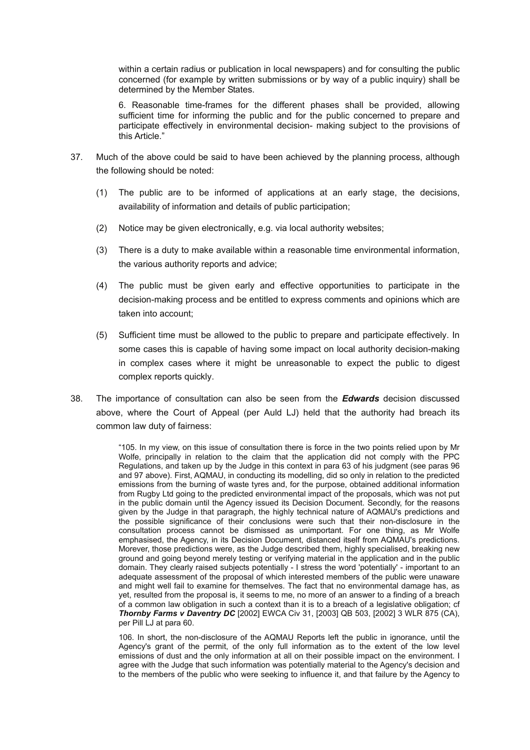within a certain radius or publication in local newspapers) and for consulting the public concerned (for example by written submissions or by way of a public inquiry) shall be determined by the Member States.

6. Reasonable time-frames for the different phases shall be provided, allowing sufficient time for informing the public and for the public concerned to prepare and participate effectively in environmental decision- making subject to the provisions of this Article."

37. Much of the above could be said to have been achieved by the planning process, although the following should be noted:

    (1) The public are to be informed of applications at an early stage, the decisions, availability of information and details of public participation;

    (2) Notice may be given electronically, e.g. via local authority websites;

    (3) There is a duty to make available within a reasonable time environmental information, the various authority reports and advice;

    (4) The public must be given early and effective opportunities to participate in the decision-making process and be entitled to express comments and opinions which are taken into account;

    (5) Sufficient time must be allowed to the public to prepare and participate effectively. In some cases this is capable of having some impact on local authority decision-making in complex cases where it might be unreasonable to expect the public to digest complex reports quickly.

38. The importance of consultation can also be seen from the ***Edwards*** decision discussed above, where the Court of Appeal (per Auld LJ) held that the authority had breach its common law duty of fairness:

> "105. In my view, on this issue of consultation there is force in the two points relied upon by Mr Wolfe, principally in relation to the claim that the application did not comply with the PPC Regulations, and taken up by the Judge in this context in para 63 of his judgment (see paras 96 and 97 above). First, AQMAU, in conducting its modelling, did so only in relation to the predicted emissions from the burning of waste tyres and, for the purpose, obtained additional information from Rugby Ltd going to the predicted environmental impact of the proposals, which was not put in the public domain until the Agency issued its Decision Document. Secondly, for the reasons given by the Judge in that paragraph, the highly technical nature of AQMAU's predictions and the possible significance of their conclusions were such that their non-disclosure in the consultation process cannot be dismissed as unimportant. For one thing, as Mr Wolfe emphasised, the Agency, in its Decision Document, distanced itself from AQMAU's predictions. Morever, those predictions were, as the Judge described them, highly specialised, breaking new ground and going beyond merely testing or verifying material in the application and in the public domain. They clearly raised subjects potentially - I stress the word 'potentially' - important to an adequate assessment of the proposal of which interested members of the public were unaware and might well fail to examine for themselves. The fact that no environmental damage has, as yet, resulted from the proposal is, it seems to me, no more of an answer to a finding of a breach of a common law obligation in such a context than it is to a breach of a legislative obligation; cf ***Thornby Farms v Daventry DC*** [2002] EWCA Civ 31, [2003] QB 503, [2002] 3 WLR 875 (CA), per Pill LJ at para 60.
>
> 106. In short, the non-disclosure of the AQMAU Reports left the public in ignorance, until the Agency's grant of the permit, of the only full information as to the extent of the low level emissions of dust and the only information at all on their possible impact on the environment. I agree with the Judge that such information was potentially material to the Agency's decision and to the members of the public who were seeking to influence it, and that failure by the Agency to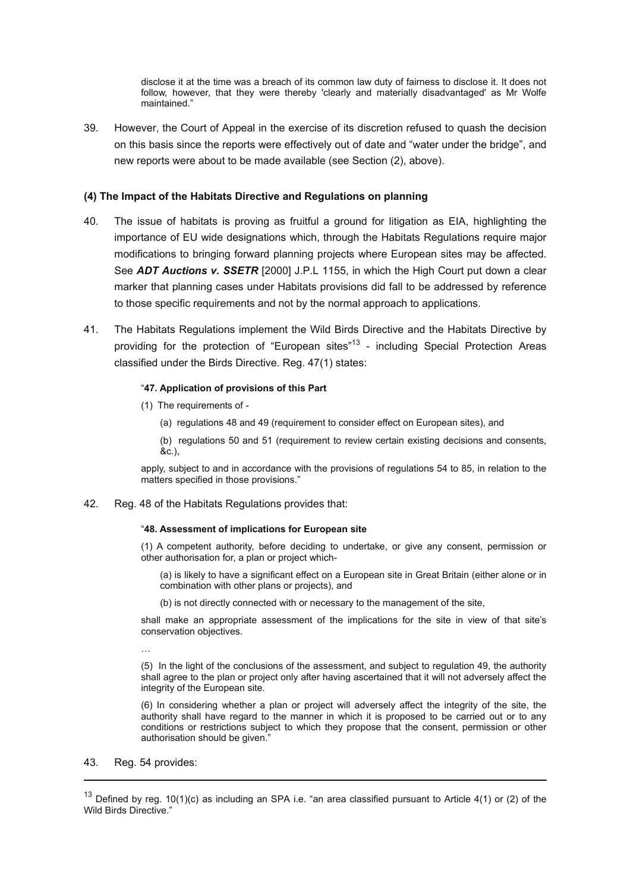> disclose it at the time was a breach of its common law duty of fairness to disclose it. It does not follow, however, that they were thereby 'clearly and materially disadvantaged' as Mr Wolfe maintained."

39. However, the Court of Appeal in the exercise of its discretion refused to quash the decision on this basis since the reports were effectively out of date and "water under the bridge", and new reports were about to be made available (see Section (2), above).

### (4) The Impact of the Habitats Directive and Regulations on planning

40. The issue of habitats is proving as fruitful a ground for litigation as EIA, highlighting the importance of EU wide designations which, through the Habitats Regulations require major modifications to bringing forward planning projects where European sites may be affected. See ***ADT Auctions v. SSETR*** [2000] J.P.L 1155, in which the High Court put down a clear marker that planning cases under Habitats provisions did fall to be addressed by reference to those specific requirements and not by the normal approach to applications.

41. The Habitats Regulations implement the Wild Birds Directive and the Habitats Directive by providing for the protection of "European sites"[13] - including Special Protection Areas classified under the Birds Directive. Reg. 47(1) states:

> "**47. Application of provisions of this Part**
>
> (1) The requirements of -
>
> (a) regulations 48 and 49 (requirement to consider effect on European sites), and
>
> (b) regulations 50 and 51 (requirement to review certain existing decisions and consents, &c.),
>
> apply, subject to and in accordance with the provisions of regulations 54 to 85, in relation to the matters specified in those provisions."

42. Reg. 48 of the Habitats Regulations provides that:

> "**48. Assessment of implications for European site**
>
> (1) A competent authority, before deciding to undertake, or give any consent, permission or other authorisation for, a plan or project which-
>
> (a) is likely to have a significant effect on a European site in Great Britain (either alone or in combination with other plans or projects), and
>
> (b) is not directly connected with or necessary to the management of the site,
>
> shall make an appropriate assessment of the implications for the site in view of that site's conservation objectives.
>
> …
>
> (5) In the light of the conclusions of the assessment, and subject to regulation 49, the authority shall agree to the plan or project only after having ascertained that it will not adversely affect the integrity of the European site.
>
> (6) In considering whether a plan or project will adversely affect the integrity of the site, the authority shall have regard to the manner in which it is proposed to be carried out or to any conditions or restrictions subject to which they propose that the consent, permission or other authorisation should be given."

43. Reg. 54 provides:

---

[13] Defined by reg. 10(1)(c) as including an SPA i.e. "an area classified pursuant to Article 4(1) or (2) of the Wild Birds Directive."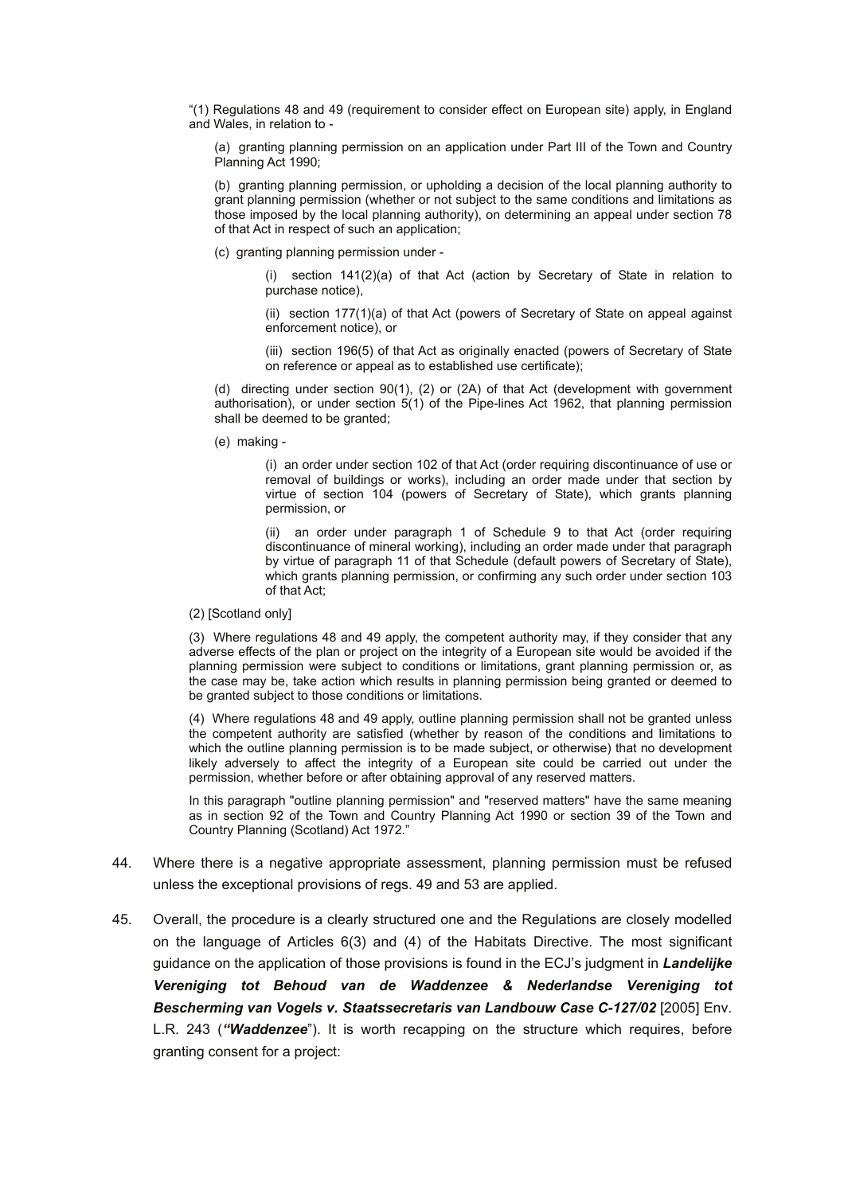"(1) Regulations 48 and 49 (requirement to consider effect on European site) apply, in England and Wales, in relation to -

(a) granting planning permission on an application under Part III of the Town and Country Planning Act 1990;

(b) granting planning permission, or upholding a decision of the local planning authority to grant planning permission (whether or not subject to the same conditions and limitations as those imposed by the local planning authority), on determining an appeal under section 78 of that Act in respect of such an application;

(c) granting planning permission under -

(i) section 141(2)(a) of that Act (action by Secretary of State in relation to purchase notice),

(ii) section 177(1)(a) of that Act (powers of Secretary of State on appeal against enforcement notice), or

(iii) section 196(5) of that Act as originally enacted (powers of Secretary of State on reference or appeal as to established use certificate);

(d) directing under section 90(1), (2) or (2A) of that Act (development with government authorisation), or under section 5(1) of the Pipe-lines Act 1962, that planning permission shall be deemed to be granted;

(e) making -

(i) an order under section 102 of that Act (order requiring discontinuance of use or removal of buildings or works), including an order made under that section by virtue of section 104 (powers of Secretary of State), which grants planning permission, or

(ii) an order under paragraph 1 of Schedule 9 to that Act (order requiring discontinuance of mineral working), including an order made under that paragraph by virtue of paragraph 11 of that Schedule (default powers of Secretary of State), which grants planning permission, or confirming any such order under section 103 of that Act;

(2) [Scotland only]

(3) Where regulations 48 and 49 apply, the competent authority may, if they consider that any adverse effects of the plan or project on the integrity of a European site would be avoided if the planning permission were subject to conditions or limitations, grant planning permission or, as the case may be, take action which results in planning permission being granted or deemed to be granted subject to those conditions or limitations.

(4) Where regulations 48 and 49 apply, outline planning permission shall not be granted unless the competent authority are satisfied (whether by reason of the conditions and limitations to which the outline planning permission is to be made subject, or otherwise) that no development likely adversely to affect the integrity of a European site could be carried out under the permission, whether before or after obtaining approval of any reserved matters.

In this paragraph "outline planning permission" and "reserved matters" have the same meaning as in section 92 of the Town and Country Planning Act 1990 or section 39 of the Town and Country Planning (Scotland) Act 1972."

44. Where there is a negative appropriate assessment, planning permission must be refused unless the exceptional provisions of regs. 49 and 53 are applied.

45. Overall, the procedure is a clearly structured one and the Regulations are closely modelled on the language of Articles 6(3) and (4) of the Habitats Directive. The most significant guidance on the application of those provisions is found in the ECJ's judgment in ***Landelijke Vereniging tot Behoud van de Waddenzee & Nederlandse Vereniging tot Bescherming van Vogels v. Staatssecretaris van Landbouw Case C-127/02*** [2005] Env. L.R. 243 (***"Waddenzee***"). It is worth recapping on the structure which requires, before granting consent for a project: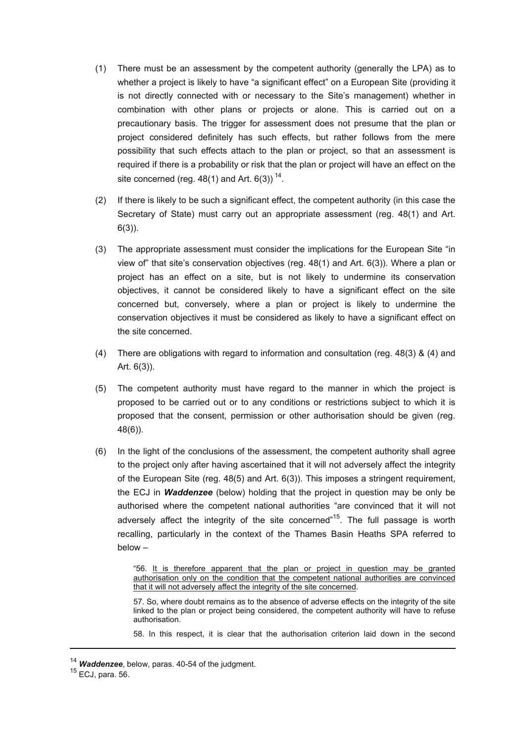(1) There must be an assessment by the competent authority (generally the LPA) as to whether a project is likely to have "a significant effect" on a European Site (providing it is not directly connected with or necessary to the Site's management) whether in combination with other plans or projects or alone. This is carried out on a precautionary basis. The trigger for assessment does not presume that the plan or project considered definitely has such effects, but rather follows from the mere possibility that such effects attach to the plan or project, so that an assessment is required if there is a probability or risk that the plan or project will have an effect on the site concerned (reg. 48(1) and Art. 6(3)) [14].

(2) If there is likely to be such a significant effect, the competent authority (in this case the Secretary of State) must carry out an appropriate assessment (reg. 48(1) and Art. 6(3)).

(3) The appropriate assessment must consider the implications for the European Site "in view of" that site's conservation objectives (reg. 48(1) and Art. 6(3)). Where a plan or project has an effect on a site, but is not likely to undermine its conservation objectives, it cannot be considered likely to have a significant effect on the site concerned but, conversely, where a plan or project is likely to undermine the conservation objectives it must be considered as likely to have a significant effect on the site concerned.

(4) There are obligations with regard to information and consultation (reg. 48(3) & (4) and Art. 6(3)).

(5) The competent authority must have regard to the manner in which the project is proposed to be carried out or to any conditions or restrictions subject to which it is proposed that the consent, permission or other authorisation should be given (reg. 48(6)).

(6) In the light of the conclusions of the assessment, the competent authority shall agree to the project only after having ascertained that it will not adversely affect the integrity of the European Site (reg. 48(5) and Art. 6(3)). This imposes a stringent requirement, the ECJ in ***Waddenzee*** (below) holding that the project in question may be only be authorised where the competent national authorities "are convinced that it will not adversely affect the integrity of the site concerned"[15]. The full passage is worth recalling, particularly in the context of the Thames Basin Heaths SPA referred to below –

> "56. <u>It is therefore apparent that the plan or project in question may be granted authorisation only on the condition that the competent national authorities are convinced that it will not adversely affect the integrity of the site concerned</u>.
>
> 57. So, where doubt remains as to the absence of adverse effects on the integrity of the site linked to the plan or project being considered, the competent authority will have to refuse authorisation.
>
> 58. In this respect, it is clear that the authorisation criterion laid down in the second

---

[14] ***Waddenzee***, below, paras. 40-54 of the judgment.

[15] ECJ, para. 56.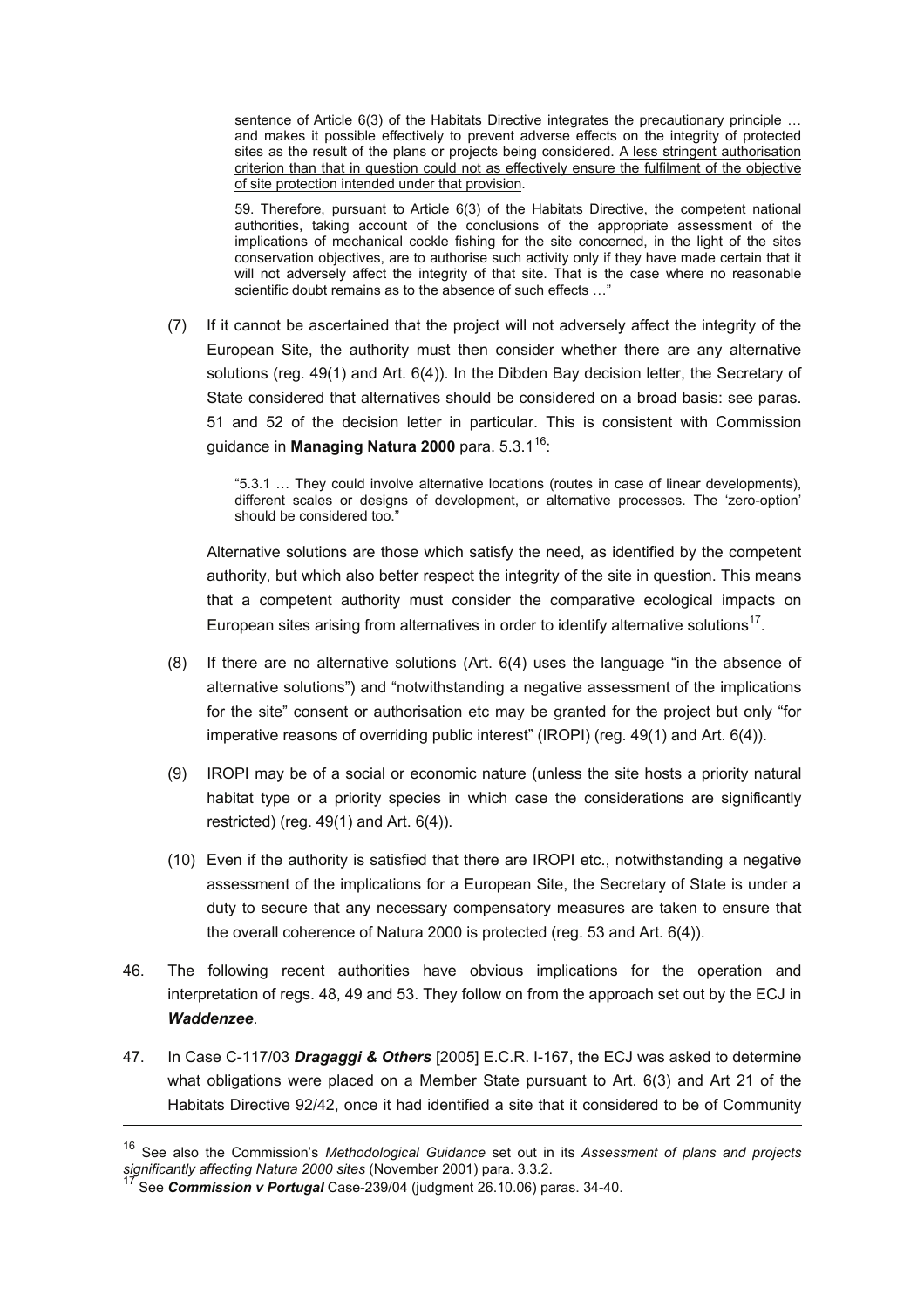> sentence of Article 6(3) of the Habitats Directive integrates the precautionary principle … and makes it possible effectively to prevent adverse effects on the integrity of protected sites as the result of the plans or projects being considered. <u>A less stringent authorisation criterion than that in question could not as effectively ensure the fulfilment of the objective of site protection intended under that provision</u>.
>
> 59. Therefore, pursuant to Article 6(3) of the Habitats Directive, the competent national authorities, taking account of the conclusions of the appropriate assessment of the implications of mechanical cockle fishing for the site concerned, in the light of the sites conservation objectives, are to authorise such activity only if they have made certain that it will not adversely affect the integrity of that site. That is the case where no reasonable scientific doubt remains as to the absence of such effects …"

(7) If it cannot be ascertained that the project will not adversely affect the integrity of the European Site, the authority must then consider whether there are any alternative solutions (reg. 49(1) and Art. 6(4)). In the Dibden Bay decision letter, the Secretary of State considered that alternatives should be considered on a broad basis: see paras. 51 and 52 of the decision letter in particular. This is consistent with Commission guidance in **Managing Natura 2000** para. 5.3.1[16]:

> "5.3.1 … They could involve alternative locations (routes in case of linear developments), different scales or designs of development, or alternative processes. The 'zero-option' should be considered too."

Alternative solutions are those which satisfy the need, as identified by the competent authority, but which also better respect the integrity of the site in question. This means that a competent authority must consider the comparative ecological impacts on European sites arising from alternatives in order to identify alternative solutions[17].

(8) If there are no alternative solutions (Art. 6(4) uses the language "in the absence of alternative solutions") and "notwithstanding a negative assessment of the implications for the site" consent or authorisation etc may be granted for the project but only "for imperative reasons of overriding public interest" (IROPI) (reg. 49(1) and Art. 6(4)).

(9) IROPI may be of a social or economic nature (unless the site hosts a priority natural habitat type or a priority species in which case the considerations are significantly restricted) (reg. 49(1) and Art. 6(4)).

(10) Even if the authority is satisfied that there are IROPI etc., notwithstanding a negative assessment of the implications for a European Site, the Secretary of State is under a duty to secure that any necessary compensatory measures are taken to ensure that the overall coherence of Natura 2000 is protected (reg. 53 and Art. 6(4)).

46. The following recent authorities have obvious implications for the operation and interpretation of regs. 48, 49 and 53. They follow on from the approach set out by the ECJ in ***Waddenzee***.

47. In Case C-117/03 ***Dragaggi & Others*** [2005] E.C.R. I-167, the ECJ was asked to determine what obligations were placed on a Member State pursuant to Art. 6(3) and Art 21 of the Habitats Directive 92/42, once it had identified a site that it considered to be of Community

---

[16] See also the Commission's *Methodological Guidance* set out in its *Assessment of plans and projects significantly affecting Natura 2000 sites* (November 2001) para. 3.3.2.

[17] See ***Commission v Portugal*** Case-239/04 (judgment 26.10.06) paras. 34-40.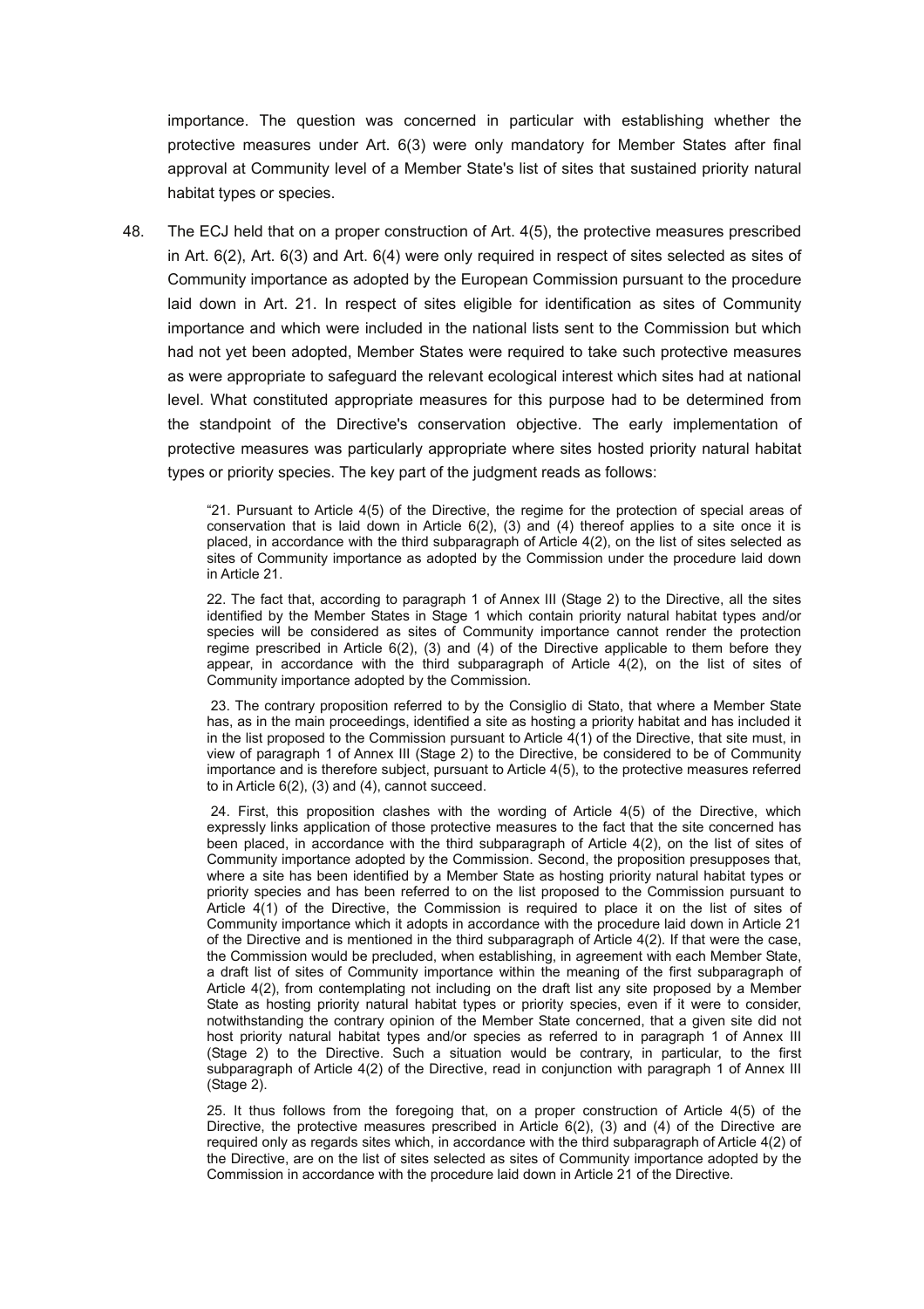importance. The question was concerned in particular with establishing whether the protective measures under Art. 6(3) were only mandatory for Member States after final approval at Community level of a Member State's list of sites that sustained priority natural habitat types or species.

48. The ECJ held that on a proper construction of Art. 4(5), the protective measures prescribed in Art. 6(2), Art. 6(3) and Art. 6(4) were only required in respect of sites selected as sites of Community importance as adopted by the European Commission pursuant to the procedure laid down in Art. 21. In respect of sites eligible for identification as sites of Community importance and which were included in the national lists sent to the Commission but which had not yet been adopted, Member States were required to take such protective measures as were appropriate to safeguard the relevant ecological interest which sites had at national level. What constituted appropriate measures for this purpose had to be determined from the standpoint of the Directive's conservation objective. The early implementation of protective measures was particularly appropriate where sites hosted priority natural habitat types or priority species. The key part of the judgment reads as follows:

> "21. Pursuant to Article 4(5) of the Directive, the regime for the protection of special areas of conservation that is laid down in Article 6(2), (3) and (4) thereof applies to a site once it is placed, in accordance with the third subparagraph of Article 4(2), on the list of sites selected as sites of Community importance as adopted by the Commission under the procedure laid down in Article 21.
>
> 22. The fact that, according to paragraph 1 of Annex III (Stage 2) to the Directive, all the sites identified by the Member States in Stage 1 which contain priority natural habitat types and/or species will be considered as sites of Community importance cannot render the protection regime prescribed in Article 6(2), (3) and (4) of the Directive applicable to them before they appear, in accordance with the third subparagraph of Article 4(2), on the list of sites of Community importance adopted by the Commission.
>
> 23. The contrary proposition referred to by the Consiglio di Stato, that where a Member State has, as in the main proceedings, identified a site as hosting a priority habitat and has included it in the list proposed to the Commission pursuant to Article 4(1) of the Directive, that site must, in view of paragraph 1 of Annex III (Stage 2) to the Directive, be considered to be of Community importance and is therefore subject, pursuant to Article 4(5), to the protective measures referred to in Article 6(2), (3) and (4), cannot succeed.
>
> 24. First, this proposition clashes with the wording of Article 4(5) of the Directive, which expressly links application of those protective measures to the fact that the site concerned has been placed, in accordance with the third subparagraph of Article 4(2), on the list of sites of Community importance adopted by the Commission. Second, the proposition presupposes that, where a site has been identified by a Member State as hosting priority natural habitat types or priority species and has been referred to on the list proposed to the Commission pursuant to Article 4(1) of the Directive, the Commission is required to place it on the list of sites of Community importance which it adopts in accordance with the procedure laid down in Article 21 of the Directive and is mentioned in the third subparagraph of Article 4(2). If that were the case, the Commission would be precluded, when establishing, in agreement with each Member State, a draft list of sites of Community importance within the meaning of the first subparagraph of Article 4(2), from contemplating not including on the draft list any site proposed by a Member State as hosting priority natural habitat types or priority species, even if it were to consider, notwithstanding the contrary opinion of the Member State concerned, that a given site did not host priority natural habitat types and/or species as referred to in paragraph 1 of Annex III (Stage 2) to the Directive. Such a situation would be contrary, in particular, to the first subparagraph of Article 4(2) of the Directive, read in conjunction with paragraph 1 of Annex III (Stage 2).
>
> 25. It thus follows from the foregoing that, on a proper construction of Article 4(5) of the Directive, the protective measures prescribed in Article 6(2), (3) and (4) of the Directive are required only as regards sites which, in accordance with the third subparagraph of Article 4(2) of the Directive, are on the list of sites selected as sites of Community importance adopted by the Commission in accordance with the procedure laid down in Article 21 of the Directive.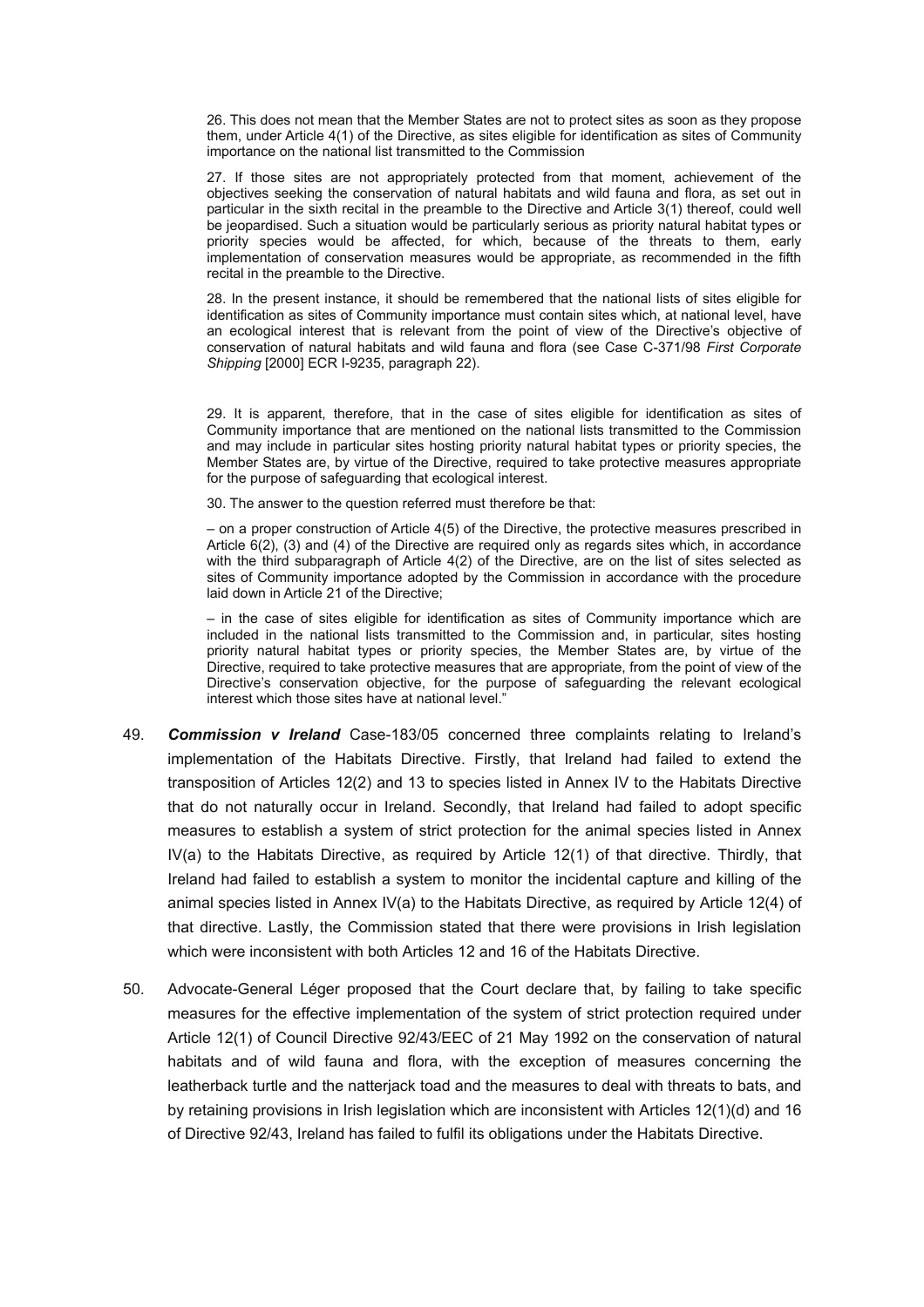> 26. This does not mean that the Member States are not to protect sites as soon as they propose them, under Article 4(1) of the Directive, as sites eligible for identification as sites of Community importance on the national list transmitted to the Commission
>
> 27. If those sites are not appropriately protected from that moment, achievement of the objectives seeking the conservation of natural habitats and wild fauna and flora, as set out in particular in the sixth recital in the preamble to the Directive and Article 3(1) thereof, could well be jeopardised. Such a situation would be particularly serious as priority natural habitat types or priority species would be affected, for which, because of the threats to them, early implementation of conservation measures would be appropriate, as recommended in the fifth recital in the preamble to the Directive.
>
> 28. In the present instance, it should be remembered that the national lists of sites eligible for identification as sites of Community importance must contain sites which, at national level, have an ecological interest that is relevant from the point of view of the Directive's objective of conservation of natural habitats and wild fauna and flora (see Case C-371/98 *First Corporate Shipping* [2000] ECR I-9235, paragraph 22).
>
> 29. It is apparent, therefore, that in the case of sites eligible for identification as sites of Community importance that are mentioned on the national lists transmitted to the Commission and may include in particular sites hosting priority natural habitat types or priority species, the Member States are, by virtue of the Directive, required to take protective measures appropriate for the purpose of safeguarding that ecological interest.
>
> 30. The answer to the question referred must therefore be that:
>
> – on a proper construction of Article 4(5) of the Directive, the protective measures prescribed in Article 6(2), (3) and (4) of the Directive are required only as regards sites which, in accordance with the third subparagraph of Article 4(2) of the Directive, are on the list of sites selected as sites of Community importance adopted by the Commission in accordance with the procedure laid down in Article 21 of the Directive;
>
> – in the case of sites eligible for identification as sites of Community importance which are included in the national lists transmitted to the Commission and, in particular, sites hosting priority natural habitat types or priority species, the Member States are, by virtue of the Directive, required to take protective measures that are appropriate, from the point of view of the Directive's conservation objective, for the purpose of safeguarding the relevant ecological interest which those sites have at national level."

49. ***Commission v Ireland*** Case-183/05 concerned three complaints relating to Ireland's implementation of the Habitats Directive. Firstly, that Ireland had failed to extend the transposition of Articles 12(2) and 13 to species listed in Annex IV to the Habitats Directive that do not naturally occur in Ireland. Secondly, that Ireland had failed to adopt specific measures to establish a system of strict protection for the animal species listed in Annex IV(a) to the Habitats Directive, as required by Article 12(1) of that directive. Thirdly, that Ireland had failed to establish a system to monitor the incidental capture and killing of the animal species listed in Annex IV(a) to the Habitats Directive, as required by Article 12(4) of that directive. Lastly, the Commission stated that there were provisions in Irish legislation which were inconsistent with both Articles 12 and 16 of the Habitats Directive.

50. Advocate-General Léger proposed that the Court declare that, by failing to take specific measures for the effective implementation of the system of strict protection required under Article 12(1) of Council Directive 92/43/EEC of 21 May 1992 on the conservation of natural habitats and of wild fauna and flora, with the exception of measures concerning the leatherback turtle and the natterjack toad and the measures to deal with threats to bats, and by retaining provisions in Irish legislation which are inconsistent with Articles 12(1)(d) and 16 of Directive 92/43, Ireland has failed to fulfil its obligations under the Habitats Directive.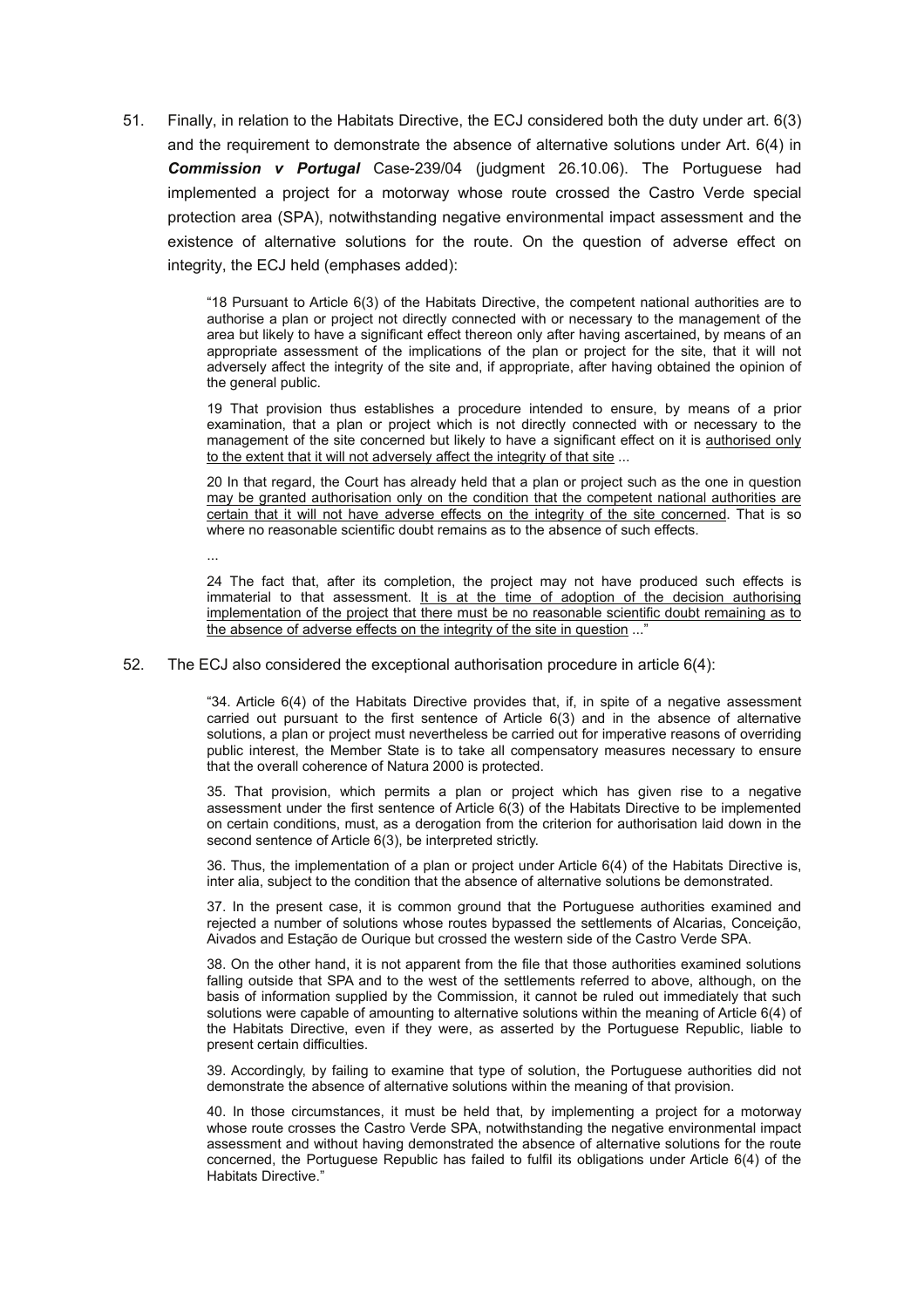51. Finally, in relation to the Habitats Directive, the ECJ considered both the duty under art. 6(3) and the requirement to demonstrate the absence of alternative solutions under Art. 6(4) in ***Commission v Portugal*** Case-239/04 (judgment 26.10.06). The Portuguese had implemented a project for a motorway whose route crossed the Castro Verde special protection area (SPA), notwithstanding negative environmental impact assessment and the existence of alternative solutions for the route. On the question of adverse effect on integrity, the ECJ held (emphases added):

> "18 Pursuant to Article 6(3) of the Habitats Directive, the competent national authorities are to authorise a plan or project not directly connected with or necessary to the management of the area but likely to have a significant effect thereon only after having ascertained, by means of an appropriate assessment of the implications of the plan or project for the site, that it will not adversely affect the integrity of the site and, if appropriate, after having obtained the opinion of the general public.
>
> 19 That provision thus establishes a procedure intended to ensure, by means of a prior examination, that a plan or project which is not directly connected with or necessary to the management of the site concerned but likely to have a significant effect on it is <u>authorised only to the extent that it will not adversely affect the integrity of that site</u> ...
>
> 20 In that regard, the Court has already held that a plan or project such as the one in question <u>may be granted authorisation only on the condition that the competent national authorities are certain that it will not have adverse effects on the integrity of the site concerned</u>. That is so where no reasonable scientific doubt remains as to the absence of such effects.
>
> ...
>
> 24 The fact that, after its completion, the project may not have produced such effects is immaterial to that assessment. <u>It is at the time of adoption of the decision authorising implementation of the project that there must be no reasonable scientific doubt remaining as to the absence of adverse effects on the integrity of the site in question</u> ..."

52. The ECJ also considered the exceptional authorisation procedure in article 6(4):

> "34. Article 6(4) of the Habitats Directive provides that, if, in spite of a negative assessment carried out pursuant to the first sentence of Article 6(3) and in the absence of alternative solutions, a plan or project must nevertheless be carried out for imperative reasons of overriding public interest, the Member State is to take all compensatory measures necessary to ensure that the overall coherence of Natura 2000 is protected.
>
> 35. That provision, which permits a plan or project which has given rise to a negative assessment under the first sentence of Article 6(3) of the Habitats Directive to be implemented on certain conditions, must, as a derogation from the criterion for authorisation laid down in the second sentence of Article 6(3), be interpreted strictly.
>
> 36. Thus, the implementation of a plan or project under Article 6(4) of the Habitats Directive is, inter alia, subject to the condition that the absence of alternative solutions be demonstrated.
>
> 37. In the present case, it is common ground that the Portuguese authorities examined and rejected a number of solutions whose routes bypassed the settlements of Alcarias, Conceição, Aivados and Estação de Ourique but crossed the western side of the Castro Verde SPA.
>
> 38. On the other hand, it is not apparent from the file that those authorities examined solutions falling outside that SPA and to the west of the settlements referred to above, although, on the basis of information supplied by the Commission, it cannot be ruled out immediately that such solutions were capable of amounting to alternative solutions within the meaning of Article 6(4) of the Habitats Directive, even if they were, as asserted by the Portuguese Republic, liable to present certain difficulties.
>
> 39. Accordingly, by failing to examine that type of solution, the Portuguese authorities did not demonstrate the absence of alternative solutions within the meaning of that provision.
>
> 40. In those circumstances, it must be held that, by implementing a project for a motorway whose route crosses the Castro Verde SPA, notwithstanding the negative environmental impact assessment and without having demonstrated the absence of alternative solutions for the route concerned, the Portuguese Republic has failed to fulfil its obligations under Article 6(4) of the Habitats Directive."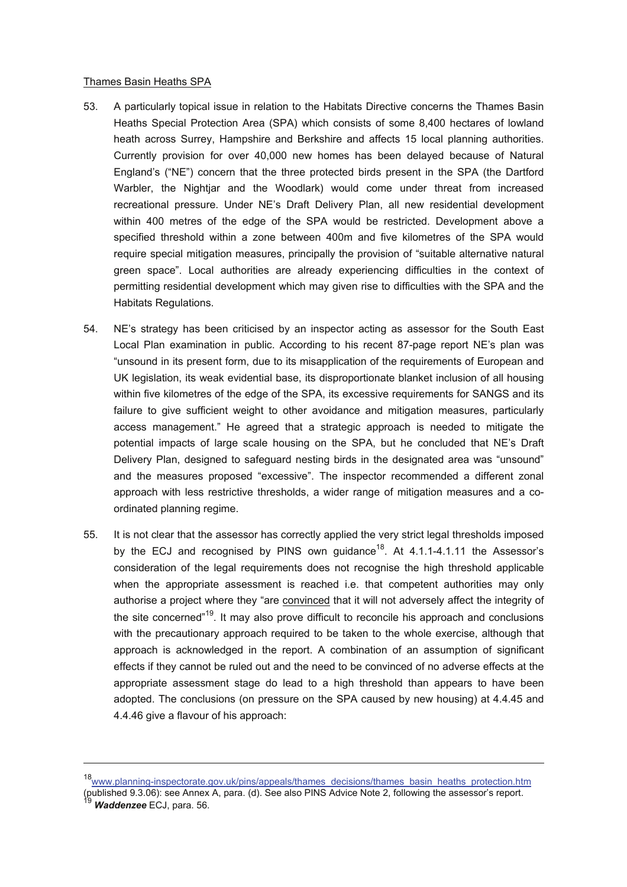<u>Thames Basin Heaths SPA</u>

53. A particularly topical issue in relation to the Habitats Directive concerns the Thames Basin Heaths Special Protection Area (SPA) which consists of some 8,400 hectares of lowland heath across Surrey, Hampshire and Berkshire and affects 15 local planning authorities. Currently provision for over 40,000 new homes has been delayed because of Natural England's ("NE") concern that the three protected birds present in the SPA (the Dartford Warbler, the Nightjar and the Woodlark) would come under threat from increased recreational pressure. Under NE's Draft Delivery Plan, all new residential development within 400 metres of the edge of the SPA would be restricted. Development above a specified threshold within a zone between 400m and five kilometres of the SPA would require special mitigation measures, principally the provision of "suitable alternative natural green space". Local authorities are already experiencing difficulties in the context of permitting residential development which may given rise to difficulties with the SPA and the Habitats Regulations.

54. NE's strategy has been criticised by an inspector acting as assessor for the South East Local Plan examination in public. According to his recent 87-page report NE's plan was "unsound in its present form, due to its misapplication of the requirements of European and UK legislation, its weak evidential base, its disproportionate blanket inclusion of all housing within five kilometres of the edge of the SPA, its excessive requirements for SANGS and its failure to give sufficient weight to other avoidance and mitigation measures, particularly access management." He agreed that a strategic approach is needed to mitigate the potential impacts of large scale housing on the SPA, but he concluded that NE's Draft Delivery Plan, designed to safeguard nesting birds in the designated area was "unsound" and the measures proposed "excessive". The inspector recommended a different zonal approach with less restrictive thresholds, a wider range of mitigation measures and a co-ordinated planning regime.

55. It is not clear that the assessor has correctly applied the very strict legal thresholds imposed by the ECJ and recognised by PINS own guidance[18]. At 4.1.1-4.1.11 the Assessor's consideration of the legal requirements does not recognise the high threshold applicable when the appropriate assessment is reached i.e. that competent authorities may only authorise a project where they "are <u>convinced</u> that it will not adversely affect the integrity of the site concerned"[19]. It may also prove difficult to reconcile his approach and conclusions with the precautionary approach required to be taken to the whole exercise, although that approach is acknowledged in the report. A combination of an assumption of significant effects if they cannot be ruled out and the need to be convinced of no adverse effects at the appropriate assessment stage do lead to a high threshold than appears to have been adopted. The conclusions (on pressure on the SPA caused by new housing) at 4.4.45 and 4.4.46 give a flavour of his approach:

---

[18] www.planning-inspectorate.gov.uk/pins/appeals/thames_decisions/thames_basin_heaths_protection.htm (published 9.3.06): see Annex A, para. (d). See also PINS Advice Note 2, following the assessor's report.

[19] ***Waddenzee*** ECJ, para. 56.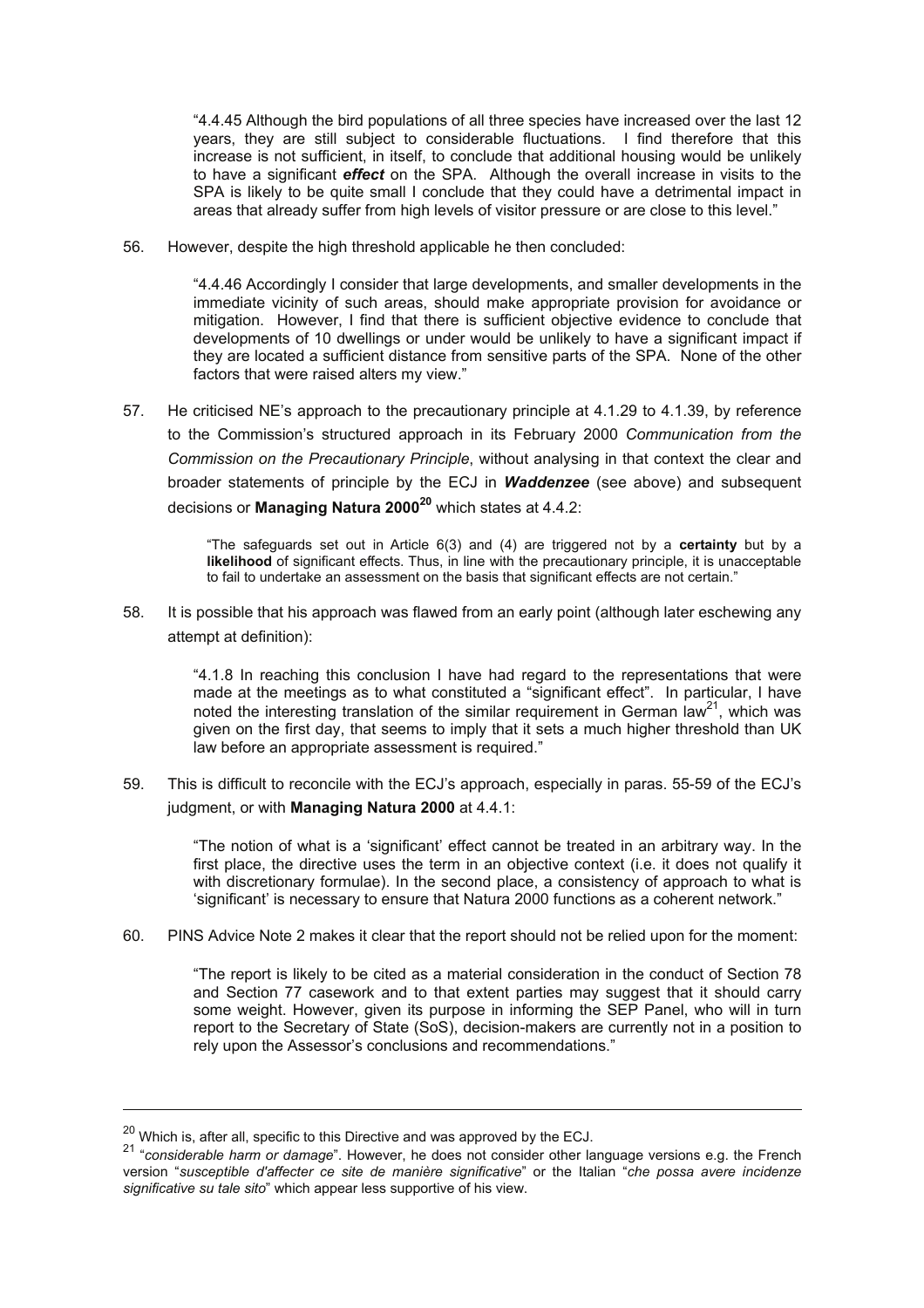> "4.4.45 Although the bird populations of all three species have increased over the last 12 years, they are still subject to considerable fluctuations. I find therefore that this increase is not sufficient, in itself, to conclude that additional housing would be unlikely to have a significant ***effect*** on the SPA. Although the overall increase in visits to the SPA is likely to be quite small I conclude that they could have a detrimental impact in areas that already suffer from high levels of visitor pressure or are close to this level."

56. However, despite the high threshold applicable he then concluded:

> "4.4.46 Accordingly I consider that large developments, and smaller developments in the immediate vicinity of such areas, should make appropriate provision for avoidance or mitigation. However, I find that there is sufficient objective evidence to conclude that developments of 10 dwellings or under would be unlikely to have a significant impact if they are located a sufficient distance from sensitive parts of the SPA. None of the other factors that were raised alters my view."

57. He criticised NE's approach to the precautionary principle at 4.1.29 to 4.1.39, by reference to the Commission's structured approach in its February 2000 *Communication from the Commission on the Precautionary Principle*, without analysing in that context the clear and broader statements of principle by the ECJ in ***Waddenzee*** (see above) and subsequent decisions or **Managing Natura 2000**[20] which states at 4.4.2:

> "The safeguards set out in Article 6(3) and (4) are triggered not by a **certainty** but by a **likelihood** of significant effects. Thus, in line with the precautionary principle, it is unacceptable to fail to undertake an assessment on the basis that significant effects are not certain."

58. It is possible that his approach was flawed from an early point (although later eschewing any attempt at definition):

> "4.1.8 In reaching this conclusion I have had regard to the representations that were made at the meetings as to what constituted a "significant effect". In particular, I have noted the interesting translation of the similar requirement in German law[21], which was given on the first day, that seems to imply that it sets a much higher threshold than UK law before an appropriate assessment is required."

59. This is difficult to reconcile with the ECJ's approach, especially in paras. 55-59 of the ECJ's judgment, or with **Managing Natura 2000** at 4.4.1:

> "The notion of what is a 'significant' effect cannot be treated in an arbitrary way. In the first place, the directive uses the term in an objective context (i.e. it does not qualify it with discretionary formulae). In the second place, a consistency of approach to what is 'significant' is necessary to ensure that Natura 2000 functions as a coherent network."

60. PINS Advice Note 2 makes it clear that the report should not be relied upon for the moment:

> "The report is likely to be cited as a material consideration in the conduct of Section 78 and Section 77 casework and to that extent parties may suggest that it should carry some weight. However, given its purpose in informing the SEP Panel, who will in turn report to the Secretary of State (SoS), decision-makers are currently not in a position to rely upon the Assessor's conclusions and recommendations."

---

[20] Which is, after all, specific to this Directive and was approved by the ECJ.

[21] "*considerable harm or damage*". However, he does not consider other language versions e.g. the French version "*susceptible d'affecter ce site de manière significative*" or the Italian "*che possa avere incidenze significative su tale sito*" which appear less supportive of his view.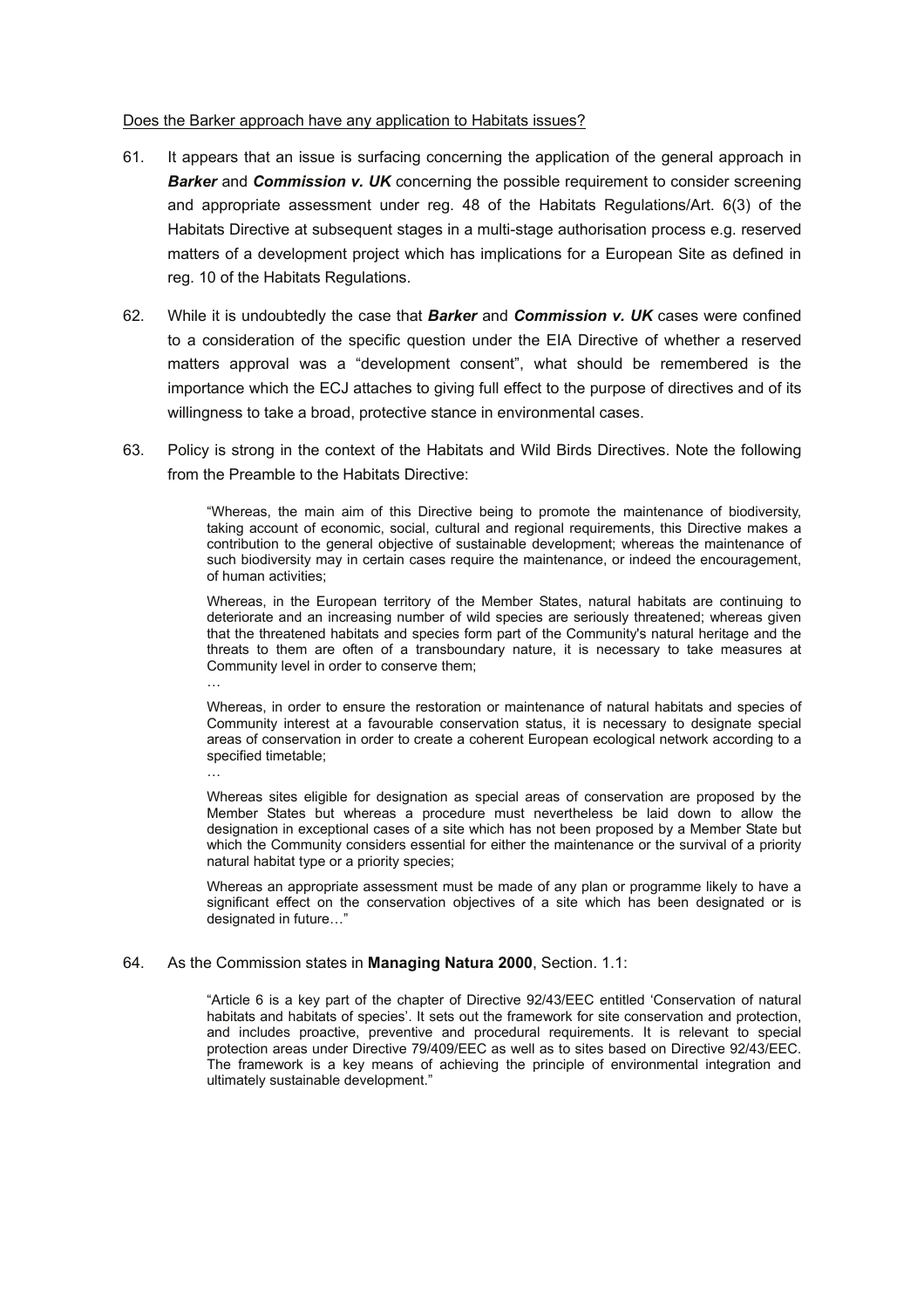Does the Barker approach have any application to Habitats issues?

61. It appears that an issue is surfacing concerning the application of the general approach in ***Barker*** and ***Commission v. UK*** concerning the possible requirement to consider screening and appropriate assessment under reg. 48 of the Habitats Regulations/Art. 6(3) of the Habitats Directive at subsequent stages in a multi-stage authorisation process e.g. reserved matters of a development project which has implications for a European Site as defined in reg. 10 of the Habitats Regulations.

62. While it is undoubtedly the case that ***Barker*** and ***Commission v. UK*** cases were confined to a consideration of the specific question under the EIA Directive of whether a reserved matters approval was a "development consent", what should be remembered is the importance which the ECJ attaches to giving full effect to the purpose of directives and of its willingness to take a broad, protective stance in environmental cases.

63. Policy is strong in the context of the Habitats and Wild Birds Directives. Note the following from the Preamble to the Habitats Directive:

> "Whereas, the main aim of this Directive being to promote the maintenance of biodiversity, taking account of economic, social, cultural and regional requirements, this Directive makes a contribution to the general objective of sustainable development; whereas the maintenance of such biodiversity may in certain cases require the maintenance, or indeed the encouragement, of human activities;
>
> Whereas, in the European territory of the Member States, natural habitats are continuing to deteriorate and an increasing number of wild species are seriously threatened; whereas given that the threatened habitats and species form part of the Community's natural heritage and the threats to them are often of a transboundary nature, it is necessary to take measures at Community level in order to conserve them;
>
> …
>
> Whereas, in order to ensure the restoration or maintenance of natural habitats and species of Community interest at a favourable conservation status, it is necessary to designate special areas of conservation in order to create a coherent European ecological network according to a specified timetable;
>
> …
>
> Whereas sites eligible for designation as special areas of conservation are proposed by the Member States but whereas a procedure must nevertheless be laid down to allow the designation in exceptional cases of a site which has not been proposed by a Member State but which the Community considers essential for either the maintenance or the survival of a priority natural habitat type or a priority species;
>
> Whereas an appropriate assessment must be made of any plan or programme likely to have a significant effect on the conservation objectives of a site which has been designated or is designated in future…"

64. As the Commission states in **Managing Natura 2000**, Section. 1.1:

> "Article 6 is a key part of the chapter of Directive 92/43/EEC entitled 'Conservation of natural habitats and habitats of species'. It sets out the framework for site conservation and protection, and includes proactive, preventive and procedural requirements. It is relevant to special protection areas under Directive 79/409/EEC as well as to sites based on Directive 92/43/EEC. The framework is a key means of achieving the principle of environmental integration and ultimately sustainable development."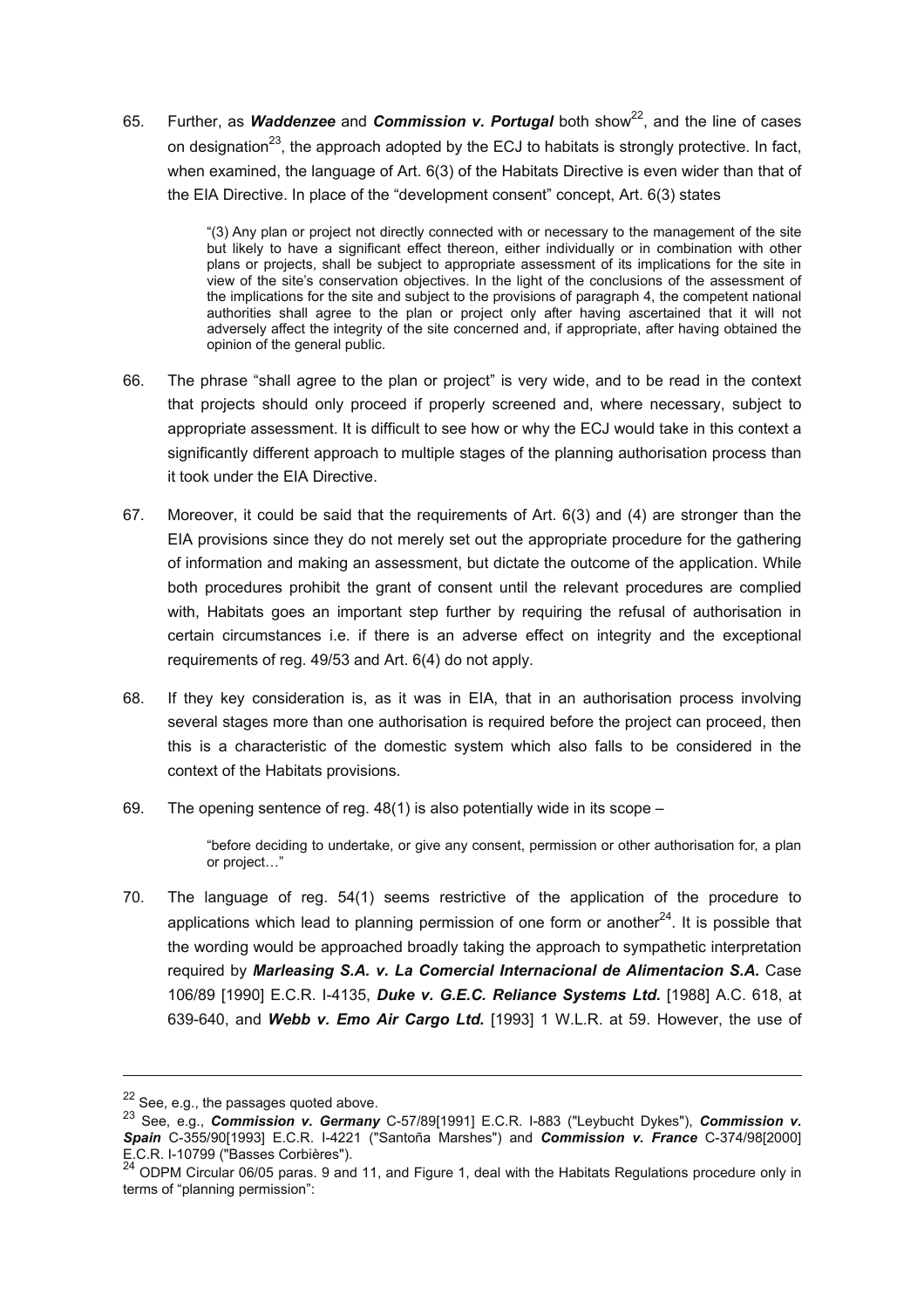65. Further, as ***Waddenzee*** and ***Commission v. Portugal*** both show[22], and the line of cases on designation[23], the approach adopted by the ECJ to habitats is strongly protective. In fact, when examined, the language of Art. 6(3) of the Habitats Directive is even wider than that of the EIA Directive. In place of the "development consent" concept, Art. 6(3) states

> "(3) Any plan or project not directly connected with or necessary to the management of the site but likely to have a significant effect thereon, either individually or in combination with other plans or projects, shall be subject to appropriate assessment of its implications for the site in view of the site's conservation objectives. In the light of the conclusions of the assessment of the implications for the site and subject to the provisions of paragraph 4, the competent national authorities shall agree to the plan or project only after having ascertained that it will not adversely affect the integrity of the site concerned and, if appropriate, after having obtained the opinion of the general public.

66. The phrase "shall agree to the plan or project" is very wide, and to be read in the context that projects should only proceed if properly screened and, where necessary, subject to appropriate assessment. It is difficult to see how or why the ECJ would take in this context a significantly different approach to multiple stages of the planning authorisation process than it took under the EIA Directive.

67. Moreover, it could be said that the requirements of Art. 6(3) and (4) are stronger than the EIA provisions since they do not merely set out the appropriate procedure for the gathering of information and making an assessment, but dictate the outcome of the application. While both procedures prohibit the grant of consent until the relevant procedures are complied with, Habitats goes an important step further by requiring the refusal of authorisation in certain circumstances i.e. if there is an adverse effect on integrity and the exceptional requirements of reg. 49/53 and Art. 6(4) do not apply.

68. If they key consideration is, as it was in EIA, that in an authorisation process involving several stages more than one authorisation is required before the project can proceed, then this is a characteristic of the domestic system which also falls to be considered in the context of the Habitats provisions.

69. The opening sentence of reg. 48(1) is also potentially wide in its scope –

> "before deciding to undertake, or give any consent, permission or other authorisation for, a plan or project…"

70. The language of reg. 54(1) seems restrictive of the application of the procedure to applications which lead to planning permission of one form or another[24]. It is possible that the wording would be approached broadly taking the approach to sympathetic interpretation required by ***Marleasing S.A. v. La Comercial Internacional de Alimentacion S.A.*** Case 106/89 [1990] E.C.R. I-4135, ***Duke v. G.E.C. Reliance Systems Ltd.*** [1988] A.C. 618, at 639-640, and ***Webb v. Emo Air Cargo Ltd.*** [1993] 1 W.L.R. at 59. However, the use of

---

[22] See, e.g., the passages quoted above.

[23] See, e.g., ***Commission v. Germany*** C-57/89[1991] E.C.R. I-883 ("Leybucht Dykes"), ***Commission v. Spain*** C-355/90[1993] E.C.R. I-4221 ("Santoña Marshes") and ***Commission v. France*** C-374/98[2000] E.C.R. I-10799 ("Basses Corbières").

[24] ODPM Circular 06/05 paras. 9 and 11, and Figure 1, deal with the Habitats Regulations procedure only in terms of "planning permission":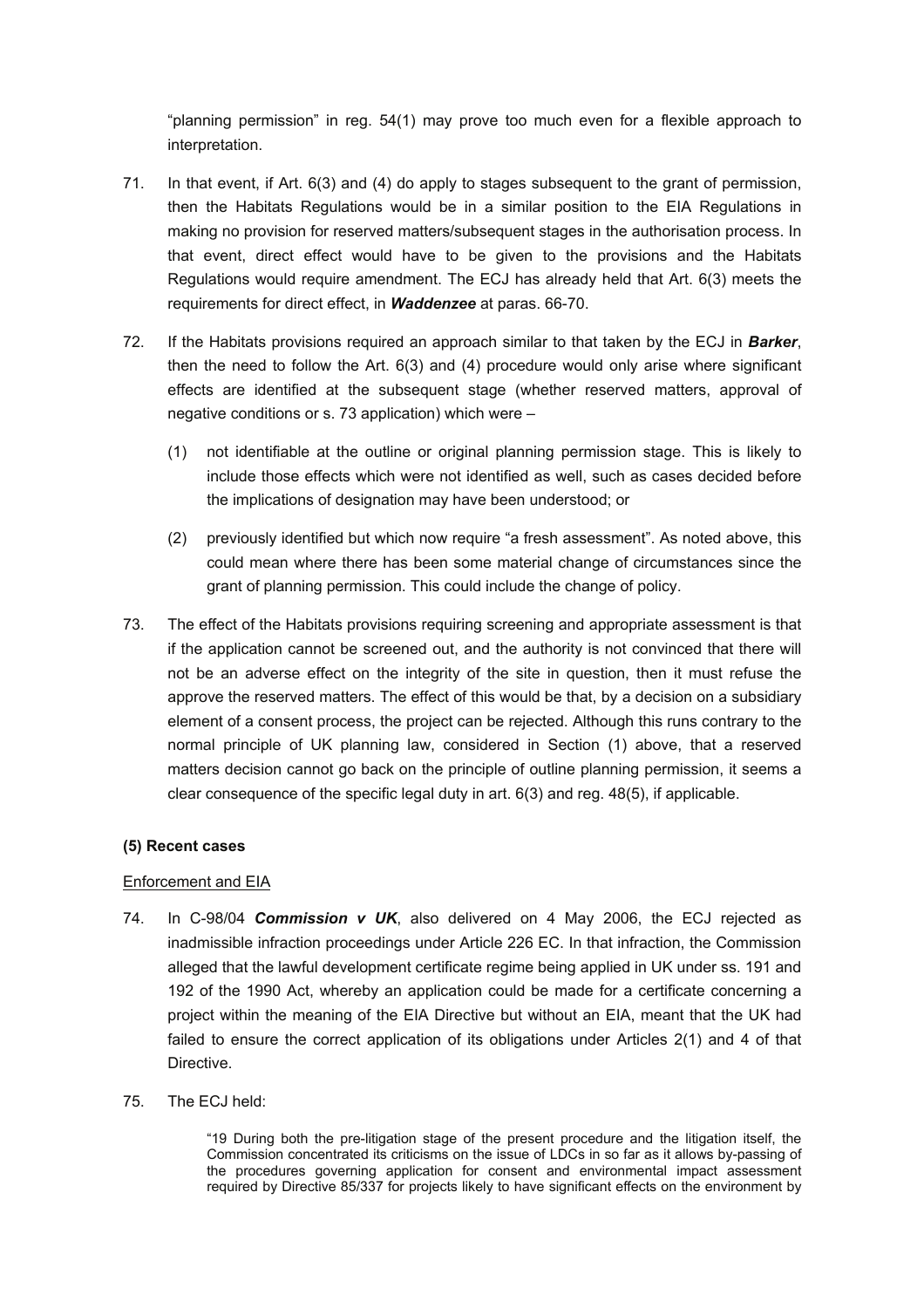"planning permission" in reg. 54(1) may prove too much even for a flexible approach to interpretation.

71. In that event, if Art. 6(3) and (4) do apply to stages subsequent to the grant of permission, then the Habitats Regulations would be in a similar position to the EIA Regulations in making no provision for reserved matters/subsequent stages in the authorisation process. In that event, direct effect would have to be given to the provisions and the Habitats Regulations would require amendment. The ECJ has already held that Art. 6(3) meets the requirements for direct effect, in ***Waddenzee*** at paras. 66-70.

72. If the Habitats provisions required an approach similar to that taken by the ECJ in ***Barker***, then the need to follow the Art. 6(3) and (4) procedure would only arise where significant effects are identified at the subsequent stage (whether reserved matters, approval of negative conditions or s. 73 application) which were –

    (1) not identifiable at the outline or original planning permission stage. This is likely to include those effects which were not identified as well, such as cases decided before the implications of designation may have been understood; or

    (2) previously identified but which now require "a fresh assessment". As noted above, this could mean where there has been some material change of circumstances since the grant of planning permission. This could include the change of policy.

73. The effect of the Habitats provisions requiring screening and appropriate assessment is that if the application cannot be screened out, and the authority is not convinced that there will not be an adverse effect on the integrity of the site in question, then it must refuse the approve the reserved matters. The effect of this would be that, by a decision on a subsidiary element of a consent process, the project can be rejected. Although this runs contrary to the normal principle of UK planning law, considered in Section (1) above, that a reserved matters decision cannot go back on the principle of outline planning permission, it seems a clear consequence of the specific legal duty in art. 6(3) and reg. 48(5), if applicable.

**(5) Recent cases**

Enforcement and EIA

74. In C-98/04 ***Commission v UK***, also delivered on 4 May 2006, the ECJ rejected as inadmissible infraction proceedings under Article 226 EC. In that infraction, the Commission alleged that the lawful development certificate regime being applied in UK under ss. 191 and 192 of the 1990 Act, whereby an application could be made for a certificate concerning a project within the meaning of the EIA Directive but without an EIA, meant that the UK had failed to ensure the correct application of its obligations under Articles 2(1) and 4 of that Directive.

75. The ECJ held:

> "19 During both the pre-litigation stage of the present procedure and the litigation itself, the Commission concentrated its criticisms on the issue of LDCs in so far as it allows by-passing of the procedures governing application for consent and environmental impact assessment required by Directive 85/337 for projects likely to have significant effects on the environment by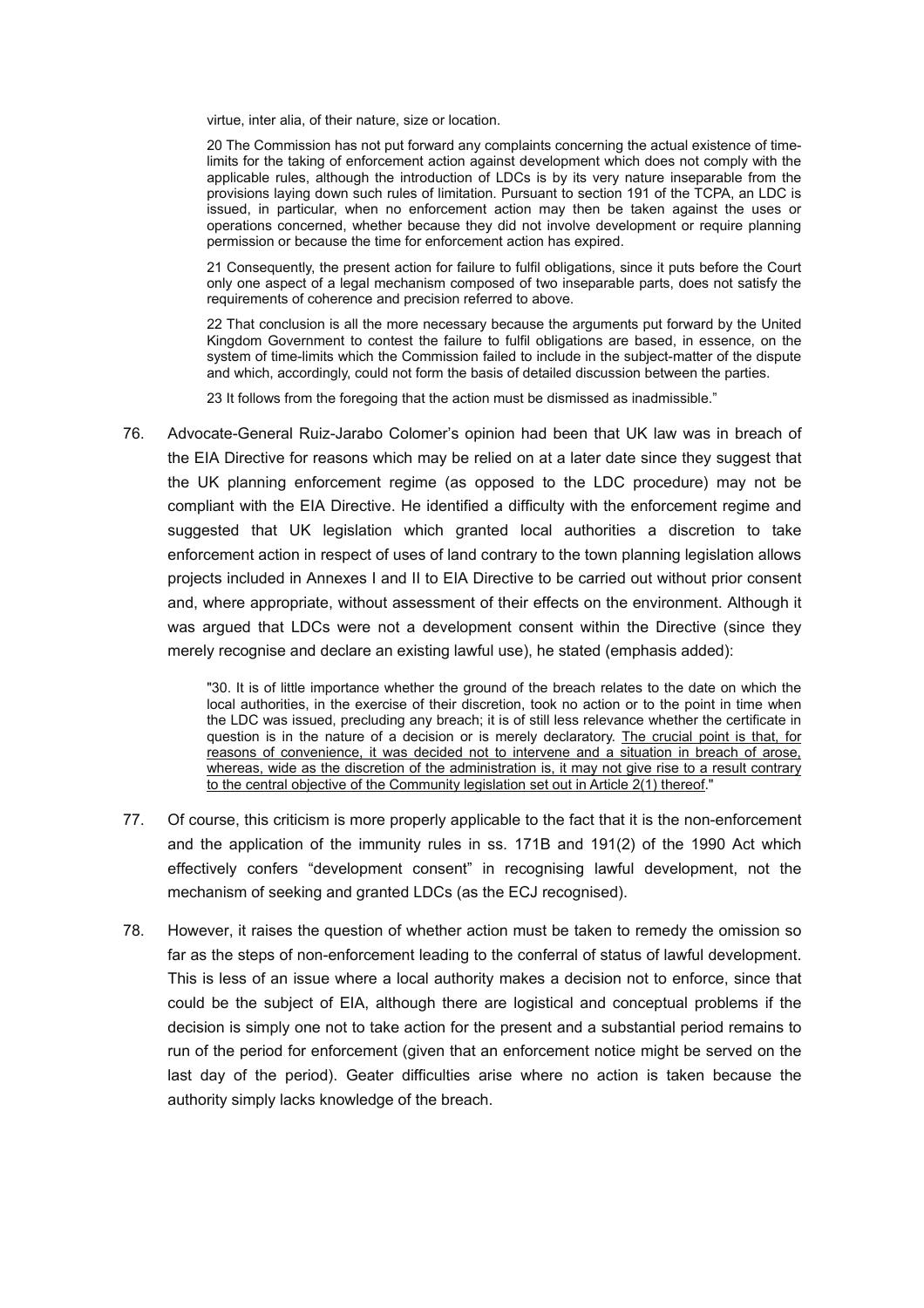virtue, inter alia, of their nature, size or location.

> 20 The Commission has not put forward any complaints concerning the actual existence of time-limits for the taking of enforcement action against development which does not comply with the applicable rules, although the introduction of LDCs is by its very nature inseparable from the provisions laying down such rules of limitation. Pursuant to section 191 of the TCPA, an LDC is issued, in particular, when no enforcement action may then be taken against the uses or operations concerned, whether because they did not involve development or require planning permission or because the time for enforcement action has expired.
>
> 21 Consequently, the present action for failure to fulfil obligations, since it puts before the Court only one aspect of a legal mechanism composed of two inseparable parts, does not satisfy the requirements of coherence and precision referred to above.
>
> 22 That conclusion is all the more necessary because the arguments put forward by the United Kingdom Government to contest the failure to fulfil obligations are based, in essence, on the system of time-limits which the Commission failed to include in the subject-matter of the dispute and which, accordingly, could not form the basis of detailed discussion between the parties.
>
> 23 It follows from the foregoing that the action must be dismissed as inadmissible."

76. Advocate-General Ruiz-Jarabo Colomer's opinion had been that UK law was in breach of the EIA Directive for reasons which may be relied on at a later date since they suggest that the UK planning enforcement regime (as opposed to the LDC procedure) may not be compliant with the EIA Directive. He identified a difficulty with the enforcement regime and suggested that UK legislation which granted local authorities a discretion to take enforcement action in respect of uses of land contrary to the town planning legislation allows projects included in Annexes I and II to EIA Directive to be carried out without prior consent and, where appropriate, without assessment of their effects on the environment. Although it was argued that LDCs were not a development consent within the Directive (since they merely recognise and declare an existing lawful use), he stated (emphasis added):

> "30. It is of little importance whether the ground of the breach relates to the date on which the local authorities, in the exercise of their discretion, took no action or to the point in time when the LDC was issued, precluding any breach; it is of still less relevance whether the certificate in question is in the nature of a decision or is merely declaratory. <u>The crucial point is that, for reasons of convenience, it was decided not to intervene and a situation in breach of arose, whereas, wide as the discretion of the administration is, it may not give rise to a result contrary to the central objective of the Community legislation set out in Article 2(1) thereof</u>."

77. Of course, this criticism is more properly applicable to the fact that it is the non-enforcement and the application of the immunity rules in ss. 171B and 191(2) of the 1990 Act which effectively confers "development consent" in recognising lawful development, not the mechanism of seeking and granted LDCs (as the ECJ recognised).

78. However, it raises the question of whether action must be taken to remedy the omission so far as the steps of non-enforcement leading to the conferral of status of lawful development. This is less of an issue where a local authority makes a decision not to enforce, since that could be the subject of EIA, although there are logistical and conceptual problems if the decision is simply one not to take action for the present and a substantial period remains to run of the period for enforcement (given that an enforcement notice might be served on the last day of the period). Geater difficulties arise where no action is taken because the authority simply lacks knowledge of the breach.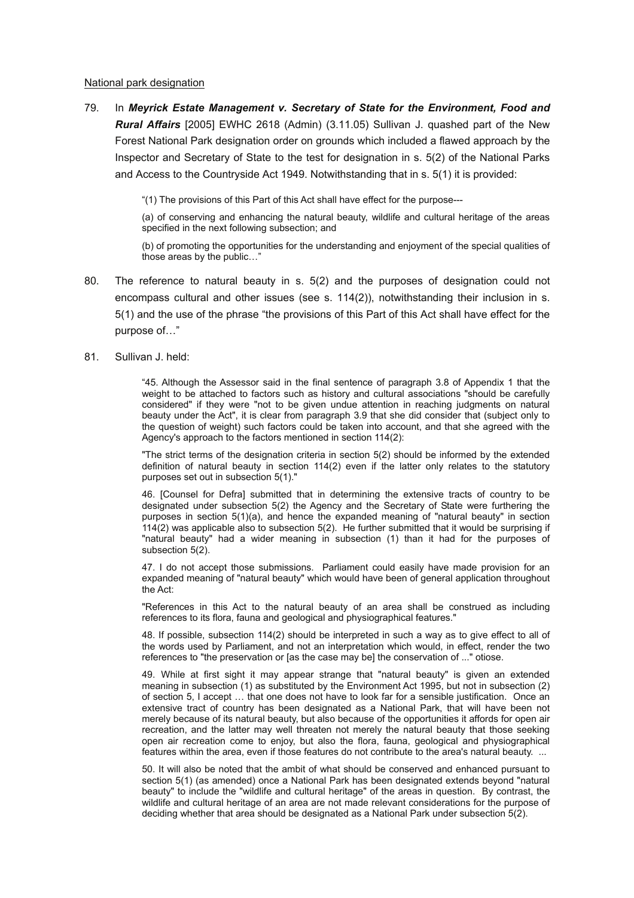National park designation

79. In ***Meyrick Estate Management v. Secretary of State for the Environment, Food and Rural Affairs*** [2005] EWHC 2618 (Admin) (3.11.05) Sullivan J. quashed part of the New Forest National Park designation order on grounds which included a flawed approach by the Inspector and Secretary of State to the test for designation in s. 5(2) of the National Parks and Access to the Countryside Act 1949. Notwithstanding that in s. 5(1) it is provided:

> "(1) The provisions of this Part of this Act shall have effect for the purpose---
>
> (a) of conserving and enhancing the natural beauty, wildlife and cultural heritage of the areas specified in the next following subsection; and
>
> (b) of promoting the opportunities for the understanding and enjoyment of the special qualities of those areas by the public…"

80. The reference to natural beauty in s. 5(2) and the purposes of designation could not encompass cultural and other issues (see s. 114(2)), notwithstanding their inclusion in s. 5(1) and the use of the phrase "the provisions of this Part of this Act shall have effect for the purpose of…"

81. Sullivan J. held:

> "45. Although the Assessor said in the final sentence of paragraph 3.8 of Appendix 1 that the weight to be attached to factors such as history and cultural associations "should be carefully considered" if they were "not to be given undue attention in reaching judgments on natural beauty under the Act", it is clear from paragraph 3.9 that she did consider that (subject only to the question of weight) such factors could be taken into account, and that she agreed with the Agency's approach to the factors mentioned in section 114(2):
>
> "The strict terms of the designation criteria in section 5(2) should be informed by the extended definition of natural beauty in section 114(2) even if the latter only relates to the statutory purposes set out in subsection 5(1)."
>
> 46. [Counsel for Defra] submitted that in determining the extensive tracts of country to be designated under subsection 5(2) the Agency and the Secretary of State were furthering the purposes in section 5(1)(a), and hence the expanded meaning of "natural beauty" in section 114(2) was applicable also to subsection 5(2). He further submitted that it would be surprising if "natural beauty" had a wider meaning in subsection (1) than it had for the purposes of subsection 5(2).
>
> 47. I do not accept those submissions. Parliament could easily have made provision for an expanded meaning of "natural beauty" which would have been of general application throughout the Act:
>
> "References in this Act to the natural beauty of an area shall be construed as including references to its flora, fauna and geological and physiographical features."
>
> 48. If possible, subsection 114(2) should be interpreted in such a way as to give effect to all of the words used by Parliament, and not an interpretation which would, in effect, render the two references to "the preservation or [as the case may be] the conservation of ..." otiose.
>
> 49. While at first sight it may appear strange that "natural beauty" is given an extended meaning in subsection (1) as substituted by the Environment Act 1995, but not in subsection (2) of section 5, I accept … that one does not have to look far for a sensible justification. Once an extensive tract of country has been designated as a National Park, that will have been not merely because of its natural beauty, but also because of the opportunities it affords for open air recreation, and the latter may well threaten not merely the natural beauty that those seeking open air recreation come to enjoy, but also the flora, fauna, geological and physiographical features within the area, even if those features do not contribute to the area's natural beauty. ...
>
> 50. It will also be noted that the ambit of what should be conserved and enhanced pursuant to section 5(1) (as amended) once a National Park has been designated extends beyond "natural beauty" to include the "wildlife and cultural heritage" of the areas in question. By contrast, the wildlife and cultural heritage of an area are not made relevant considerations for the purpose of deciding whether that area should be designated as a National Park under subsection 5(2).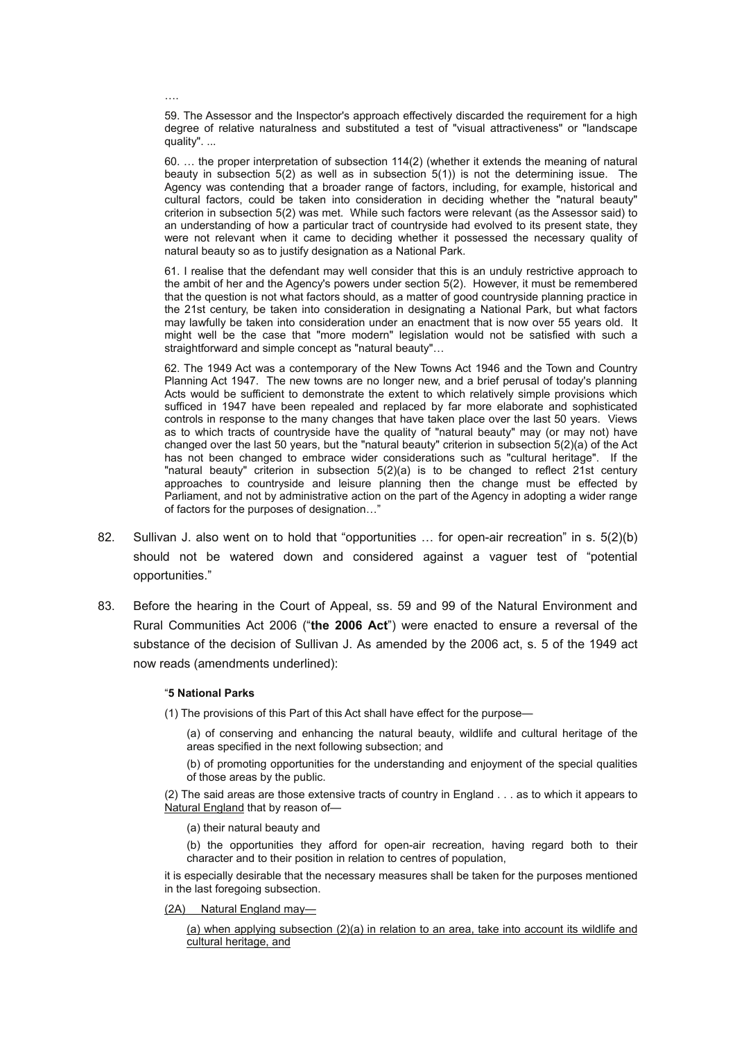….

> 59. The Assessor and the Inspector's approach effectively discarded the requirement for a high degree of relative naturalness and substituted a test of "visual attractiveness" or "landscape quality". ...
>
> 60. … the proper interpretation of subsection 114(2) (whether it extends the meaning of natural beauty in subsection 5(2) as well as in subsection 5(1)) is not the determining issue. The Agency was contending that a broader range of factors, including, for example, historical and cultural factors, could be taken into consideration in deciding whether the "natural beauty" criterion in subsection 5(2) was met. While such factors were relevant (as the Assessor said) to an understanding of how a particular tract of countryside had evolved to its present state, they were not relevant when it came to deciding whether it possessed the necessary quality of natural beauty so as to justify designation as a National Park.
>
> 61. I realise that the defendant may well consider that this is an unduly restrictive approach to the ambit of her and the Agency's powers under section 5(2). However, it must be remembered that the question is not what factors should, as a matter of good countryside planning practice in the 21st century, be taken into consideration in designating a National Park, but what factors may lawfully be taken into consideration under an enactment that is now over 55 years old. It might well be the case that "more modern" legislation would not be satisfied with such a straightforward and simple concept as "natural beauty"…
>
> 62. The 1949 Act was a contemporary of the New Towns Act 1946 and the Town and Country Planning Act 1947. The new towns are no longer new, and a brief perusal of today's planning Acts would be sufficient to demonstrate the extent to which relatively simple provisions which sufficed in 1947 have been repealed and replaced by far more elaborate and sophisticated controls in response to the many changes that have taken place over the last 50 years. Views as to which tracts of countryside have the quality of "natural beauty" may (or may not) have changed over the last 50 years, but the "natural beauty" criterion in subsection 5(2)(a) of the Act has not been changed to embrace wider considerations such as "cultural heritage". If the "natural beauty" criterion in subsection 5(2)(a) is to be changed to reflect 21st century approaches to countryside and leisure planning then the change must be effected by Parliament, and not by administrative action on the part of the Agency in adopting a wider range of factors for the purposes of designation…"

82. Sullivan J. also went on to hold that "opportunities … for open-air recreation" in s. 5(2)(b) should not be watered down and considered against a vaguer test of "potential opportunities."

83. Before the hearing in the Court of Appeal, ss. 59 and 99 of the Natural Environment and Rural Communities Act 2006 ("**the 2006 Act**") were enacted to ensure a reversal of the substance of the decision of Sullivan J. As amended by the 2006 act, s. 5 of the 1949 act now reads (amendments underlined):

> "**5 National Parks**
>
> (1) The provisions of this Part of this Act shall have effect for the purpose—
>
> (a) of conserving and enhancing the natural beauty, wildlife and cultural heritage of the areas specified in the next following subsection; and
>
> (b) of promoting opportunities for the understanding and enjoyment of the special qualities of those areas by the public.
>
> (2) The said areas are those extensive tracts of country in England . . . as to which it appears to <u>Natural England</u> that by reason of—
>
> (a) their natural beauty and
>
> (b) the opportunities they afford for open-air recreation, having regard both to their character and to their position in relation to centres of population,
>
> it is especially desirable that the necessary measures shall be taken for the purposes mentioned in the last foregoing subsection.
>
> <u>(2A) Natural England may—</u>
>
> <u>(a) when applying subsection (2)(a) in relation to an area, take into account its wildlife and cultural heritage, and</u>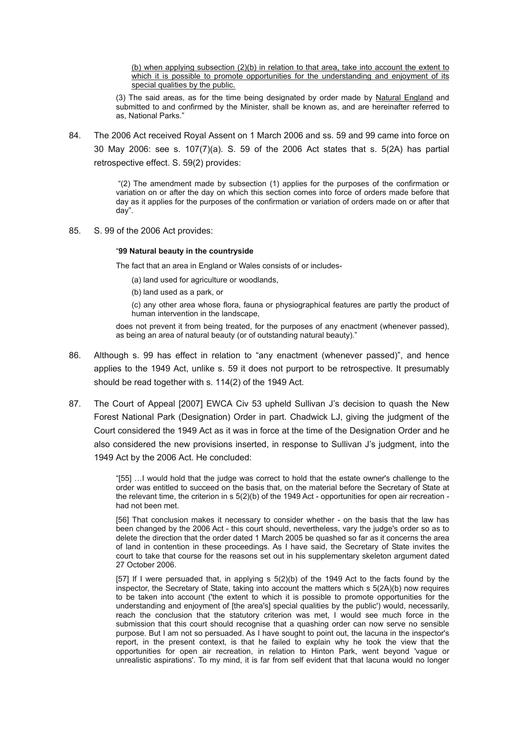> <u>(b) when applying subsection (2)(b) in relation to that area, take into account the extent to which it is possible to promote opportunities for the understanding and enjoyment of its special qualities by the public.</u>
>
> (3) The said areas, as for the time being designated by order made by <u>Natural England</u> and submitted to and confirmed by the Minister, shall be known as, and are hereinafter referred to as, National Parks."

84. The 2006 Act received Royal Assent on 1 March 2006 and ss. 59 and 99 came into force on 30 May 2006: see s. 107(7)(a). S. 59 of the 2006 Act states that s. 5(2A) has partial retrospective effect. S. 59(2) provides:

> "(2) The amendment made by subsection (1) applies for the purposes of the confirmation or variation on or after the day on which this section comes into force of orders made before that day as it applies for the purposes of the confirmation or variation of orders made on or after that day".

85. S. 99 of the 2006 Act provides:

> "**99 Natural beauty in the countryside**
>
> The fact that an area in England or Wales consists of or includes-
>
> (a) land used for agriculture or woodlands,
>
> (b) land used as a park, or
>
> (c) any other area whose flora, fauna or physiographical features are partly the product of human intervention in the landscape,
>
> does not prevent it from being treated, for the purposes of any enactment (whenever passed), as being an area of natural beauty (or of outstanding natural beauty)."

86. Although s. 99 has effect in relation to "any enactment (whenever passed)", and hence applies to the 1949 Act, unlike s. 59 it does not purport to be retrospective. It presumably should be read together with s. 114(2) of the 1949 Act.

87. The Court of Appeal [2007] EWCA Civ 53 upheld Sullivan J's decision to quash the New Forest National Park (Designation) Order in part. Chadwick LJ, giving the judgment of the Court considered the 1949 Act as it was in force at the time of the Designation Order and he also considered the new provisions inserted, in response to Sullivan J's judgment, into the 1949 Act by the 2006 Act. He concluded:

> "[55] …I would hold that the judge was correct to hold that the estate owner's challenge to the order was entitled to succeed on the basis that, on the material before the Secretary of State at the relevant time, the criterion in s 5(2)(b) of the 1949 Act - opportunities for open air recreation - had not been met.
>
> [56] That conclusion makes it necessary to consider whether - on the basis that the law has been changed by the 2006 Act - this court should, nevertheless, vary the judge's order so as to delete the direction that the order dated 1 March 2005 be quashed so far as it concerns the area of land in contention in these proceedings. As I have said, the Secretary of State invites the court to take that course for the reasons set out in his supplementary skeleton argument dated 27 October 2006.
>
> [57] If I were persuaded that, in applying s 5(2)(b) of the 1949 Act to the facts found by the inspector, the Secretary of State, taking into account the matters which s 5(2A)(b) now requires to be taken into account ('the extent to which it is possible to promote opportunities for the understanding and enjoyment of [the area's] special qualities by the public') would, necessarily, reach the conclusion that the statutory criterion was met, I would see much force in the submission that this court should recognise that a quashing order can now serve no sensible purpose. But I am not so persuaded. As I have sought to point out, the lacuna in the inspector's report, in the present context, is that he failed to explain why he took the view that the opportunities for open air recreation, in relation to Hinton Park, went beyond 'vague or unrealistic aspirations'. To my mind, it is far from self evident that that lacuna would no longer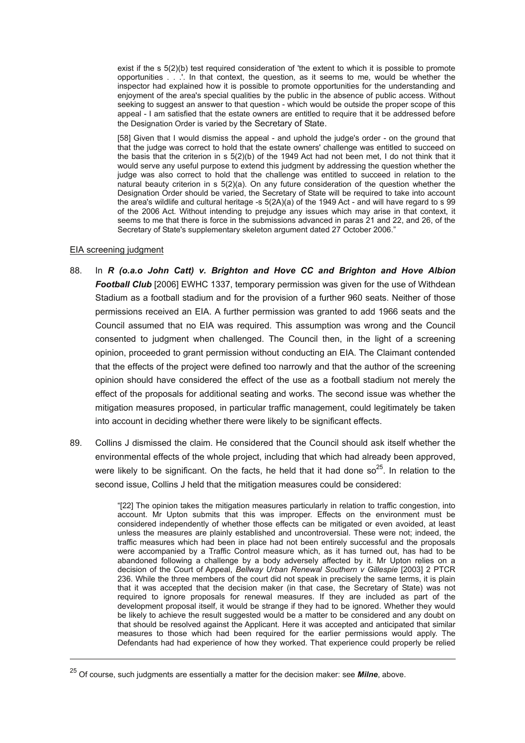exist if the s 5(2)(b) test required consideration of 'the extent to which it is possible to promote opportunities . . .'. In that context, the question, as it seems to me, would be whether the inspector had explained how it is possible to promote opportunities for the understanding and enjoyment of the area's special qualities by the public in the absence of public access. Without seeking to suggest an answer to that question - which would be outside the proper scope of this appeal - I am satisfied that the estate owners are entitled to require that it be addressed before the Designation Order is varied by the Secretary of State.

[58] Given that I would dismiss the appeal - and uphold the judge's order - on the ground that that the judge was correct to hold that the estate owners' challenge was entitled to succeed on the basis that the criterion in s 5(2)(b) of the 1949 Act had not been met, I do not think that it would serve any useful purpose to extend this judgment by addressing the question whether the judge was also correct to hold that the challenge was entitled to succeed in relation to the natural beauty criterion in s 5(2)(a). On any future consideration of the question whether the Designation Order should be varied, the Secretary of State will be required to take into account the area's wildlife and cultural heritage -s 5(2A)(a) of the 1949 Act - and will have regard to s 99 of the 2006 Act. Without intending to prejudge any issues which may arise in that context, it seems to me that there is force in the submissions advanced in paras 21 and 22, and 26, of the Secretary of State's supplementary skeleton argument dated 27 October 2006."

EIA screening judgment

88. In ***R (o.a.o John Catt) v. Brighton and Hove CC and Brighton and Hove Albion Football Club*** [2006] EWHC 1337, temporary permission was given for the use of Withdean Stadium as a football stadium and for the provision of a further 960 seats. Neither of those permissions received an EIA. A further permission was granted to add 1966 seats and the Council assumed that no EIA was required. This assumption was wrong and the Council consented to judgment when challenged. The Council then, in the light of a screening opinion, proceeded to grant permission without conducting an EIA. The Claimant contended that the effects of the project were defined too narrowly and that the author of the screening opinion should have considered the effect of the use as a football stadium not merely the effect of the proposals for additional seating and works. The second issue was whether the mitigation measures proposed, in particular traffic management, could legitimately be taken into account in deciding whether there were likely to be significant effects.

89. Collins J dismissed the claim. He considered that the Council should ask itself whether the environmental effects of the whole project, including that which had already been approved, were likely to be significant. On the facts, he held that it had done so[25]. In relation to the second issue, Collins J held that the mitigation measures could be considered:

"[22] The opinion takes the mitigation measures particularly in relation to traffic congestion, into account. Mr Upton submits that this was improper. Effects on the environment must be considered independently of whether those effects can be mitigated or even avoided, at least unless the measures are plainly established and uncontroversial. These were not; indeed, the traffic measures which had been in place had not been entirely successful and the proposals were accompanied by a Traffic Control measure which, as it has turned out, has had to be abandoned following a challenge by a body adversely affected by it. Mr Upton relies on a decision of the Court of Appeal, *Bellway Urban Renewal Southern v Gillespie* [2003] 2 PTCR 236. While the three members of the court did not speak in precisely the same terms, it is plain that it was accepted that the decision maker (in that case, the Secretary of State) was not required to ignore proposals for renewal measures. If they are included as part of the development proposal itself, it would be strange if they had to be ignored. Whether they would be likely to achieve the result suggested would be a matter to be considered and any doubt on that should be resolved against the Applicant. Here it was accepted and anticipated that similar measures to those which had been required for the earlier permissions would apply. The Defendants had had experience of how they worked. That experience could properly be relied

---

[25] Of course, such judgments are essentially a matter for the decision maker: see ***Milne***, above.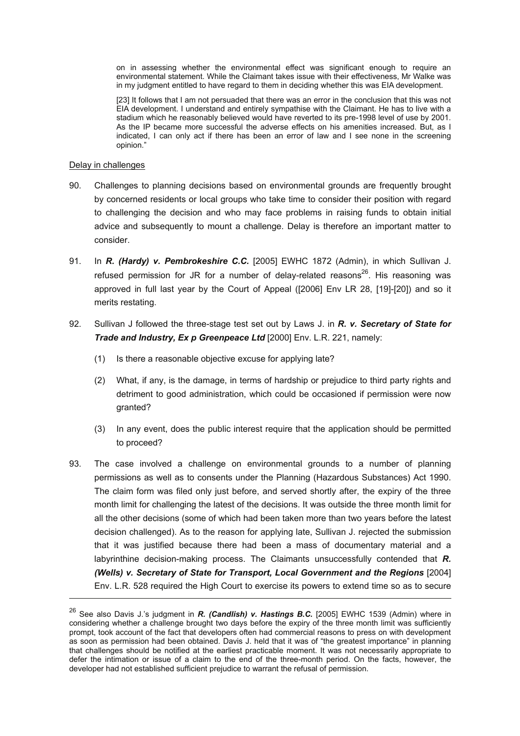on in assessing whether the environmental effect was significant enough to require an environmental statement. While the Claimant takes issue with their effectiveness, Mr Walke was in my judgment entitled to have regard to them in deciding whether this was EIA development.

[23] It follows that I am not persuaded that there was an error in the conclusion that this was not EIA development. I understand and entirely sympathise with the Claimant. He has to live with a stadium which he reasonably believed would have reverted to its pre-1998 level of use by 2001. As the IP became more successful the adverse effects on his amenities increased. But, as I indicated, I can only act if there has been an error of law and I see none in the screening opinion."

Delay in challenges

90. Challenges to planning decisions based on environmental grounds are frequently brought by concerned residents or local groups who take time to consider their position with regard to challenging the decision and who may face problems in raising funds to obtain initial advice and subsequently to mount a challenge. Delay is therefore an important matter to consider.

91. In ***R. (Hardy) v. Pembrokeshire C.C.*** [2005] EWHC 1872 (Admin), in which Sullivan J. refused permission for JR for a number of delay-related reasons[26]. His reasoning was approved in full last year by the Court of Appeal ([2006] Env LR 28, [19]-[20]) and so it merits restating.

92. Sullivan J followed the three-stage test set out by Laws J. in ***R. v. Secretary of State for Trade and Industry, Ex p Greenpeace Ltd*** [2000] Env. L.R. 221, namely:

   (1) Is there a reasonable objective excuse for applying late?

   (2) What, if any, is the damage, in terms of hardship or prejudice to third party rights and detriment to good administration, which could be occasioned if permission were now granted?

   (3) In any event, does the public interest require that the application should be permitted to proceed?

93. The case involved a challenge on environmental grounds to a number of planning permissions as well as to consents under the Planning (Hazardous Substances) Act 1990. The claim form was filed only just before, and served shortly after, the expiry of the three month limit for challenging the latest of the decisions. It was outside the three month limit for all the other decisions (some of which had been taken more than two years before the latest decision challenged). As to the reason for applying late, Sullivan J. rejected the submission that it was justified because there had been a mass of documentary material and a labyrinthine decision-making process. The Claimants unsuccessfully contended that ***R. (Wells) v. Secretary of State for Transport, Local Government and the Regions*** [2004] Env. L.R. 528 required the High Court to exercise its powers to extend time so as to secure

---

[26] See also Davis J.'s judgment in ***R. (Candlish) v. Hastings B.C.*** [2005] EWHC 1539 (Admin) where in considering whether a challenge brought two days before the expiry of the three month limit was sufficiently prompt, took account of the fact that developers often had commercial reasons to press on with development as soon as permission had been obtained. Davis J. held that it was of "the greatest importance" in planning that challenges should be notified at the earliest practicable moment. It was not necessarily appropriate to defer the intimation or issue of a claim to the end of the three-month period. On the facts, however, the developer had not established sufficient prejudice to warrant the refusal of permission.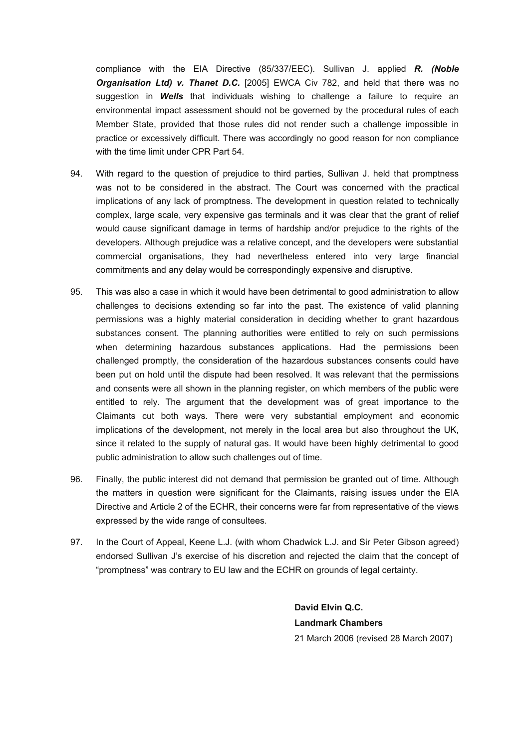compliance with the EIA Directive (85/337/EEC). Sullivan J. applied ***R. (Noble Organisation Ltd) v. Thanet D.C.*** [2005] EWCA Civ 782, and held that there was no suggestion in ***Wells*** that individuals wishing to challenge a failure to require an environmental impact assessment should not be governed by the procedural rules of each Member State, provided that those rules did not render such a challenge impossible in practice or excessively difficult. There was accordingly no good reason for non compliance with the time limit under CPR Part 54.

94. With regard to the question of prejudice to third parties, Sullivan J. held that promptness was not to be considered in the abstract. The Court was concerned with the practical implications of any lack of promptness. The development in question related to technically complex, large scale, very expensive gas terminals and it was clear that the grant of relief would cause significant damage in terms of hardship and/or prejudice to the rights of the developers. Although prejudice was a relative concept, and the developers were substantial commercial organisations, they had nevertheless entered into very large financial commitments and any delay would be correspondingly expensive and disruptive.

95. This was also a case in which it would have been detrimental to good administration to allow challenges to decisions extending so far into the past. The existence of valid planning permissions was a highly material consideration in deciding whether to grant hazardous substances consent. The planning authorities were entitled to rely on such permissions when determining hazardous substances applications. Had the permissions been challenged promptly, the consideration of the hazardous substances consents could have been put on hold until the dispute had been resolved. It was relevant that the permissions and consents were all shown in the planning register, on which members of the public were entitled to rely. The argument that the development was of great importance to the Claimants cut both ways. There were very substantial employment and economic implications of the development, not merely in the local area but also throughout the UK, since it related to the supply of natural gas. It would have been highly detrimental to good public administration to allow such challenges out of time.

96. Finally, the public interest did not demand that permission be granted out of time. Although the matters in question were significant for the Claimants, raising issues under the EIA Directive and Article 2 of the ECHR, their concerns were far from representative of the views expressed by the wide range of consultees.

97. In the Court of Appeal, Keene L.J. (with whom Chadwick L.J. and Sir Peter Gibson agreed) endorsed Sullivan J's exercise of his discretion and rejected the claim that the concept of "promptness" was contrary to EU law and the ECHR on grounds of legal certainty.

**David Elvin Q.C.**
**Landmark Chambers**
21 March 2006 (revised 28 March 2007)